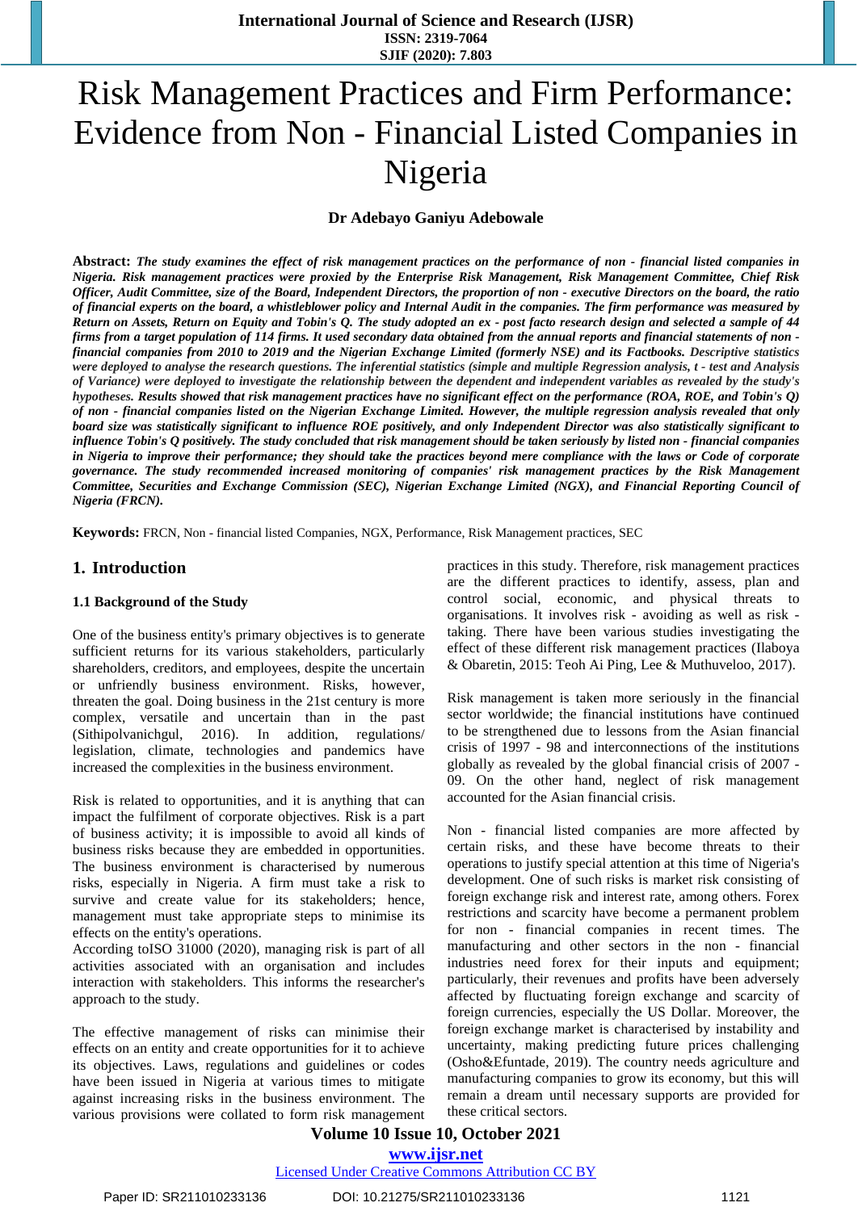# Risk Management Practices and Firm Performance: Evidence from Non - Financial Listed Companies in Nigeria

**Dr Adebayo Ganiyu Adebowale**

**Abstract:** ***The study examines the effect of risk management practices on the performance of non - financial listed companies in Nigeria. Risk management practices were proxied by the Enterprise Risk Management, Risk Management Committee, Chief Risk Officer, Audit Committee, size of the Board, Independent Directors, the proportion of non - executive Directors on the board, the ratio of financial experts on the board, a whistleblower policy and Internal Audit in the companies. The firm performance was measured by Return on Assets, Return on Equity and Tobin's Q. The study adopted an ex - post facto research design and selected a sample of 44 firms from a target population of 114 firms. It used secondary data obtained from the annual reports and financial statements of non - financial companies from 2010 to 2019 and the Nigerian Exchange Limited (formerly NSE) and its Factbooks. Descriptive statistics were deployed to analyse the research questions. The inferential statistics (simple and multiple Regression analysis, t - test and Analysis of Variance) were deployed to investigate the relationship between the dependent and independent variables as revealed by the study's hypotheses. Results showed that risk management practices have no significant effect on the performance (ROA, ROE, and Tobin's Q) of non - financial companies listed on the Nigerian Exchange Limited. However, the multiple regression analysis revealed that only board size was statistically significant to influence ROE positively, and only Independent Director was also statistically significant to influence Tobin's Q positively. The study concluded that risk management should be taken seriously by listed non - financial companies in Nigeria to improve their performance; they should take the practices beyond mere compliance with the laws or Code of corporate governance. The study recommended increased monitoring of companies' risk management practices by the Risk Management Committee, Securities and Exchange Commission (SEC), Nigerian Exchange Limited (NGX), and Financial Reporting Council of Nigeria (FRCN).***

**Keywords:** FRCN, Non - financial listed Companies, NGX, Performance, Risk Management practices, SEC

## 1. Introduction

### 1.1 Background of the Study

One of the business entity's primary objectives is to generate sufficient returns for its various stakeholders, particularly shareholders, creditors, and employees, despite the uncertain or unfriendly business environment. Risks, however, threaten the goal. Doing business in the 21st century is more complex, versatile and uncertain than in the past (Sithipolvanichgul, 2016). In addition, regulations/ legislation, climate, technologies and pandemics have increased the complexities in the business environment.

Risk is related to opportunities, and it is anything that can impact the fulfilment of corporate objectives. Risk is a part of business activity; it is impossible to avoid all kinds of business risks because they are embedded in opportunities. The business environment is characterised by numerous risks, especially in Nigeria. A firm must take a risk to survive and create value for its stakeholders; hence, management must take appropriate steps to minimise its effects on the entity's operations.

According toISO 31000 (2020), managing risk is part of all activities associated with an organisation and includes interaction with stakeholders. This informs the researcher's approach to the study.

The effective management of risks can minimise their effects on an entity and create opportunities for it to achieve its objectives. Laws, regulations and guidelines or codes have been issued in Nigeria at various times to mitigate against increasing risks in the business environment. The various provisions were collated to form risk management practices in this study. Therefore, risk management practices are the different practices to identify, assess, plan and control social, economic, and physical threats to organisations. It involves risk - avoiding as well as risk - taking. There have been various studies investigating the effect of these different risk management practices (Ilaboya & Obaretin, 2015: Teoh Ai Ping, Lee & Muthuveloo, 2017).

Risk management is taken more seriously in the financial sector worldwide; the financial institutions have continued to be strengthened due to lessons from the Asian financial crisis of 1997 - 98 and interconnections of the institutions globally as revealed by the global financial crisis of 2007 - 09. On the other hand, neglect of risk management accounted for the Asian financial crisis.

Non - financial listed companies are more affected by certain risks, and these have become threats to their operations to justify special attention at this time of Nigeria's development. One of such risks is market risk consisting of foreign exchange risk and interest rate, among others. Forex restrictions and scarcity have become a permanent problem for non - financial companies in recent times. The manufacturing and other sectors in the non - financial industries need forex for their inputs and equipment; particularly, their revenues and profits have been adversely affected by fluctuating foreign exchange and scarcity of foreign currencies, especially the US Dollar. Moreover, the foreign exchange market is characterised by instability and uncertainty, making predicting future prices challenging (Osho&Efuntade, 2019). The country needs agriculture and manufacturing companies to grow its economy, but this will remain a dream until necessary supports are provided for these critical sectors.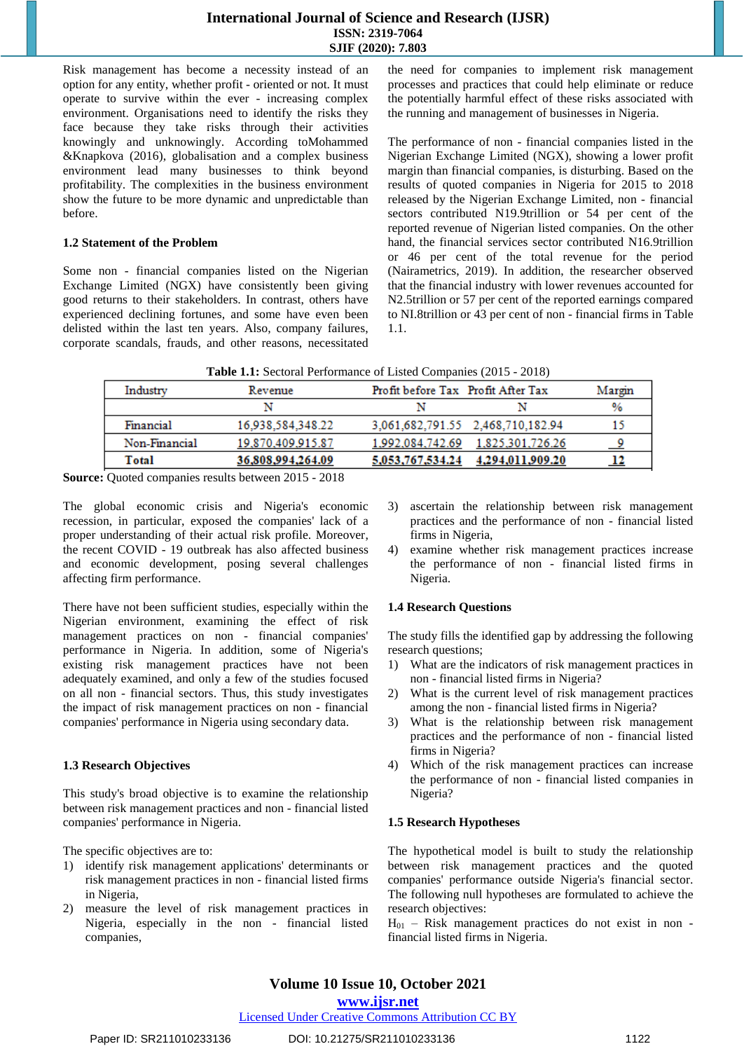Risk management has become a necessity instead of an option for any entity, whether profit - oriented or not. It must operate to survive within the ever - increasing complex environment. Organisations need to identify the risks they face because they take risks through their activities knowingly and unknowingly. According toMohammed &Knapkova (2016), globalisation and a complex business environment lead many businesses to think beyond profitability. The complexities in the business environment show the future to be more dynamic and unpredictable than before.

### 1.2 Statement of the Problem

Some non - financial companies listed on the Nigerian Exchange Limited (NGX) have consistently been giving good returns to their stakeholders. In contrast, others have experienced declining fortunes, and some have even been delisted within the last ten years. Also, company failures, corporate scandals, frauds, and other reasons, necessitated the need for companies to implement risk management processes that could help eliminate or reduce the potentially harmful effect of these risks associated with the running and management of businesses in Nigeria.

The performance of non - financial companies listed in the Nigerian Exchange Limited (NGX), showing a lower profit margin than financial companies, is disturbing. Based on the results of quoted companies in Nigeria for 2015 to 2018 released by the Nigerian Exchange Limited, non - financial sectors contributed N19.9trillion or 54 per cent of the reported revenue of Nigerian listed companies. On the other hand, the financial services sector contributed N16.9trillion or 46 per cent of the total revenue for the period (Nairametrics, 2019). In addition, the researcher observed that the financial industry with lower revenues accounted for N2.5trillion or 57 per cent of the reported earnings compared to NI.8trillion or 43 per cent of non - financial firms in Table 1.1.

**Table 1.1:** Sectoral Performance of Listed Companies (2015 - 2018)

| Industry | Revenue | Profit before Tax | Profit After Tax | Margin |
|---|---|---|---|---|
| | N | N | N | % |
| Financial | 16,938,584,348.22 | 3,061,682,791.55 | 2,468,710,182.94 | 15 |
| Non-Financial | 19,870,409,915.87 | 1,992,084,742.69 | 1,825,301,726.26 | 9 |
| **Total** | **36,808,994,264.09** | **5,053,767,534.24** | **4,294,011,909.20** | **12** |

**Source:** Quoted companies results between 2015 - 2018

The global economic crisis and Nigeria's economic recession, in particular, exposed the companies' lack of a proper understanding of their actual risk profile. Moreover, the recent COVID - 19 outbreak has also affected business and economic development, posing several challenges affecting firm performance.

There have not been sufficient studies, especially within the Nigerian environment, examining the effect of risk management practices on non - financial companies' performance in Nigeria. In addition, some of Nigeria's existing risk management practices have not been adequately examined, and only a few of the studies focused on all non - financial sectors. Thus, this study investigates the impact of risk management practices on non - financial companies' performance in Nigeria using secondary data.

### 1.3 Research Objectives

This study's broad objective is to examine the relationship between risk management practices and non - financial listed companies' performance in Nigeria.

The specific objectives are to:

1) identify risk management applications' determinants or risk management practices in non - financial listed firms in Nigeria,
2) measure the level of risk management practices in Nigeria, especially in the non - financial listed companies,
3) ascertain the relationship between risk management practices and the performance of non - financial listed firms in Nigeria,
4) examine whether risk management practices increase the performance of non - financial listed firms in Nigeria.

### 1.4 Research Questions

The study fills the identified gap by addressing the following research questions;

1) What are the indicators of risk management practices in non - financial listed firms in Nigeria?
2) What is the current level of risk management practices among the non - financial listed firms in Nigeria?
3) What is the relationship between risk management practices and the performance of non - financial listed firms in Nigeria?
4) Which of the risk management practices can increase the performance of non - financial listed companies in Nigeria?

### 1.5 Research Hypotheses

The hypothetical model is built to study the relationship between risk management practices and the quoted companies' performance outside Nigeria's financial sector. The following null hypotheses are formulated to achieve the research objectives:

$H_{01}$ – Risk management practices do not exist in non - financial listed firms in Nigeria.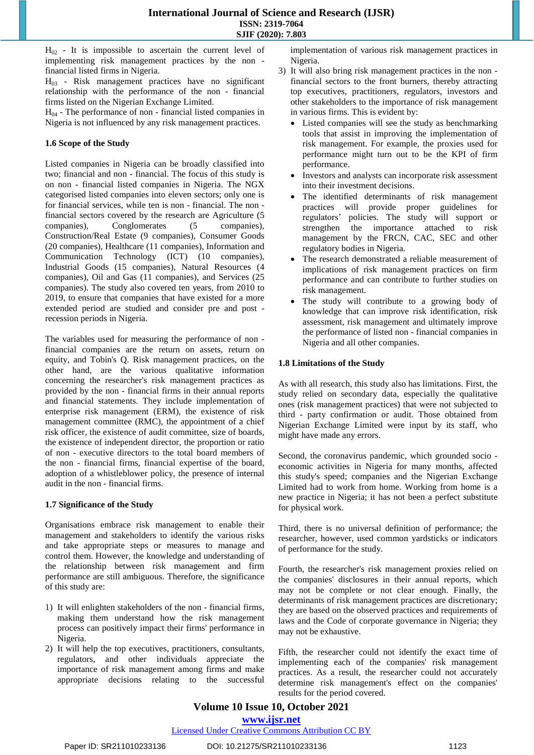$H_{02}$ - It is impossible to ascertain the current level of implementing risk management practices by the non - financial listed firms in Nigeria.

$H_{03}$ - Risk management practices have no significant relationship with the performance of the non - financial firms listed on the Nigerian Exchange Limited.

$H_{04}$ - The performance of non - financial listed companies in Nigeria is not influenced by any risk management practices.

### 1.6 Scope of the Study

Listed companies in Nigeria can be broadly classified into two; financial and non - financial. The focus of this study is on non - financial listed companies in Nigeria. The NGX categorised listed companies into eleven sectors; only one is for financial services, while ten is non - financial. The non - financial sectors covered by the research are Agriculture (5 companies), Conglomerates (5 companies), Construction/Real Estate (9 companies), Consumer Goods (20 companies), Healthcare (11 companies), Information and Communication Technology (ICT) (10 companies), Industrial Goods (15 companies), Natural Resources (4 companies), Oil and Gas (11 companies), and Services (25 companies). The study also covered ten years, from 2010 to 2019, to ensure that companies that have existed for a more extended period are studied and consider pre and post - recession periods in Nigeria.

The variables used for measuring the performance of non - financial companies are the return on assets, return on equity, and Tobin's Q. Risk management practices, on the other hand, are the various qualitative information concerning the researcher's risk management practices as provided by the non - financial firms in their annual reports and financial statements. They include implementation of enterprise risk management (ERM), the existence of risk management committee (RMC), the appointment of a chief risk officer, the existence of audit committee, size of boards, the existence of independent director, the proportion or ratio of non - executive directors to the total board members of the non - financial firms, financial expertise of the board, adoption of a whistleblower policy, the presence of internal audit in the non - financial firms.

### 1.7 Significance of the Study

Organisations embrace risk management to enable their management and stakeholders to identify the various risks and take appropriate steps or measures to manage and control them. However, the knowledge and understanding of the relationship between risk management and firm performance are still ambiguous. Therefore, the significance of this study are:

1) It will enlighten stakeholders of the non - financial firms, making them understand how the risk management process can positively impact their firms' performance in Nigeria.
2) It will help the top executives, practitioners, consultants, regulators, and other individuals appreciate the importance of risk management among firms and make appropriate decisions relating to the successful implementation of various risk management practices in Nigeria.
3) It will also bring risk management practices in the non - financial sectors to the front burners, thereby attracting top executives, practitioners, regulators, investors and other stakeholders to the importance of risk management in various firms. This is evident by:
   - Listed companies will see the study as benchmarking tools that assist in improving the implementation of risk management. For example, the proxies used for performance might turn out to be the KPI of firm performance.
   - Investors and analysts can incorporate risk assessment into their investment decisions.
   - The identified determinants of risk management practices will provide proper guidelines for regulators' policies. The study will support or strengthen the importance attached to risk management by the FRCN, CAC, SEC and other regulatory bodies in Nigeria.
   - The research demonstrated a reliable measurement of implications of risk management practices on firm performance and can contribute to further studies on risk management.
   - The study will contribute to a growing body of knowledge that can improve risk identification, risk assessment, risk management and ultimately improve the performance of listed non - financial companies in Nigeria and all other companies.

### 1.8 Limitations of the Study

As with all research, this study also has limitations. First, the study relied on secondary data, especially the qualitative ones (risk management practices) that were not subjected to third - party confirmation or audit. Those obtained from Nigerian Exchange Limited were input by its staff, who might have made any errors.

Second, the coronavirus pandemic, which grounded socio - economic activities in Nigeria for many months, affected this study's speed; companies and the Nigerian Exchange Limited had to work from home. Working from home is a new practice in Nigeria; it has not been a perfect substitute for physical work.

Third, there is no universal definition of performance; the researcher, however, used common yardsticks or indicators of performance for the study.

Fourth, the researcher's risk management proxies relied on the companies' disclosures in their annual reports, which may not be complete or not clear enough. Finally, the determinants of risk management practices are discretionary; they are based on the observed practices and requirements of laws and the Code of corporate governance in Nigeria; they may not be exhaustive.

Fifth, the researcher could not identify the exact time of implementing each of the companies' risk management practices. As a result, the researcher could not accurately determine risk management's effect on the companies' results for the period covered.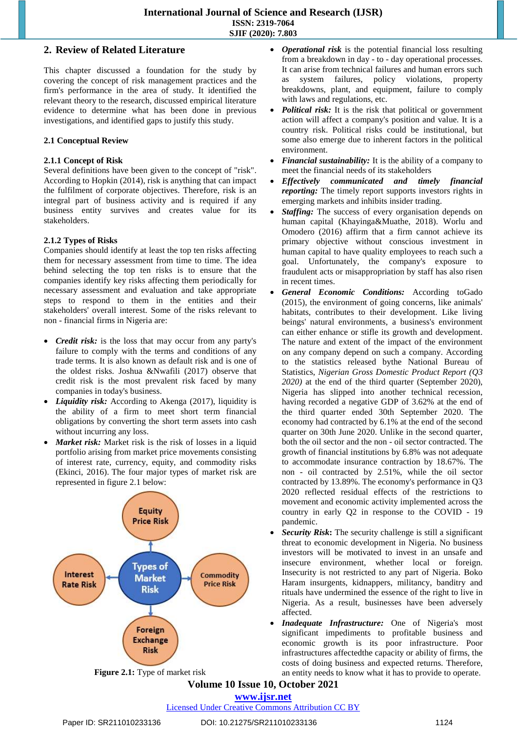## 2. Review of Related Literature

This chapter discussed a foundation for the study by covering the concept of risk management practices and the firm's performance in the area of study. It identified the relevant theory to the research, discussed empirical literature evidence to determine what has been done in previous investigations, and identified gaps to justify this study.

### 2.1 Conceptual Review

#### 2.1.1 Concept of Risk

Several definitions have been given to the concept of "risk". According to Hopkin (2014), risk is anything that can impact the fulfilment of corporate objectives. Therefore, risk is an integral part of business activity and is required if any business entity survives and creates value for its stakeholders.

#### 2.1.2 Types of Risks

Companies should identify at least the top ten risks affecting them for necessary assessment from time to time. The idea behind selecting the top ten risks is to ensure that the companies identify key risks affecting them periodically for necessary assessment and evaluation and take appropriate steps to respond to them in the entities and their stakeholders' overall interest. Some of the risks relevant to non - financial firms in Nigeria are:

- ***Credit risk:*** is the loss that may occur from any party's failure to comply with the terms and conditions of any trade terms. It is also known as default risk and is one of the oldest risks. Joshua &Nwafili (2017) observe that credit risk is the most prevalent risk faced by many companies in today's business.
- ***Liquidity risk:*** According to Akenga (2017), liquidity is the ability of a firm to meet short term financial obligations by converting the short term assets into cash without incurring any loss.
- ***Market risk:*** Market risk is the risk of losses in a liquid portfolio arising from market price movements consisting of interest rate, currency, equity, and commodity risks (Ekinci, 2016). The four major types of market risk are represented in figure 2.1 below:

**Figure 2.1:** Type of market risk

- ***Operational risk*** is the potential financial loss resulting from a breakdown in day - to - day operational processes. It can arise from technical failures and human errors such as system failures, policy violations, property breakdowns, plant, and equipment, failure to comply with laws and regulations, etc.
- ***Political risk:*** It is the risk that political or government action will affect a company's position and value. It is a country risk. Political risks could be institutional, but some also emerge due to inherent factors in the political environment.
- ***Financial sustainability:*** It is the ability of a company to meet the financial needs of its stakeholders
- ***Effectively communicated and timely financial reporting:*** The timely report supports investors rights in emerging markets and inhibits insider trading.
- ***Staffing:*** The success of every organisation depends on human capital (Khayinga&Muathe, 2018). Worlu and Omodero (2016) affirm that a firm cannot achieve its primary objective without conscious investment in human capital to have quality employees to reach such a goal. Unfortunately, the company's exposure to fraudulent acts or misappropriation by staff has also risen in recent times.
- ***General Economic Conditions:*** According toGado (2015), the environment of going concerns, like animals' habitats, contributes to their development. Like living beings' natural environments, a business's environment can either enhance or stifle its growth and development. The nature and extent of the impact of the environment on any company depend on such a company. According to the statistics released bythe National Bureau of Statistics, *Nigerian Gross Domestic Product Report (Q3 2020)* at the end of the third quarter (September 2020), Nigeria has slipped into another technical recession, having recorded a negative GDP of 3.62% at the end of the third quarter ended 30th September 2020. The economy had contracted by 6.1% at the end of the second quarter on 30th June 2020. Unlike in the second quarter, both the oil sector and the non - oil sector contracted. The growth of financial institutions by 6.8% was not adequate to accommodate insurance contraction by 18.67%. The non - oil contracted by 2.51%, while the oil sector contracted by 13.89%. The economy's performance in Q3 2020 reflected residual effects of the restrictions to movement and economic activity implemented across the country in early Q2 in response to the COVID - 19 pandemic.
- ***Security Risk*:** The security challenge is still a significant threat to economic development in Nigeria. No business investors will be motivated to invest in an unsafe and insecure environment, whether local or foreign. Insecurity is not restricted to any part of Nigeria. Boko Haram insurgents, kidnappers, militancy, banditry and rituals have undermined the essence of the right to live in Nigeria. As a result, businesses have been adversely affected.
- ***Inadequate Infrastructure:*** One of Nigeria's most significant impediments to profitable business and economic growth is its poor infrastructure. Poor infrastructures affectedthe capacity or ability of firms, the costs of doing business and expected returns. Therefore, an entity needs to know what it has to provide to operate.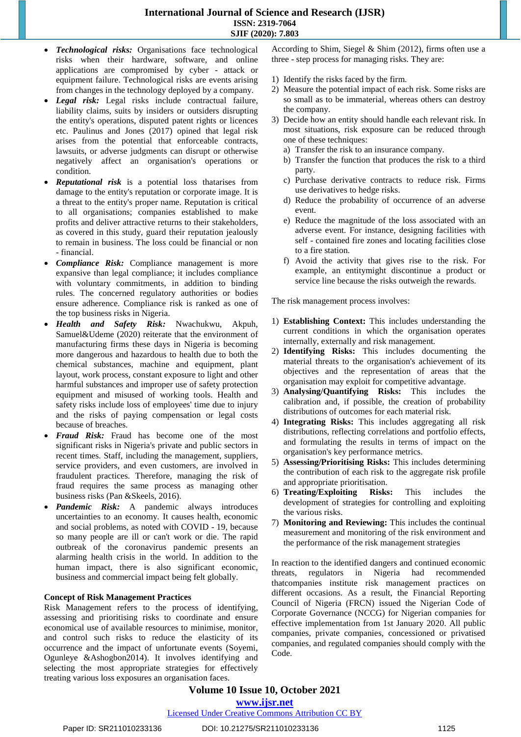- ***Technological risks:*** Organisations face technological risks when their hardware, software, and online applications are compromised by cyber - attack or equipment failure. Technological risks are events arising from changes in the technology deployed by a company.
- ***Legal risk:*** Legal risks include contractual failure, liability claims, suits by insiders or outsiders disrupting the entity's operations, disputed patent rights or licences etc. Paulinus and Jones (2017) opined that legal risk arises from the potential that enforceable contracts, lawsuits, or adverse judgments can disrupt or otherwise negatively affect an organisation's operations or condition.
- ***Reputational risk*** is a potential loss thatarises from damage to the entity's reputation or corporate image. It is a threat to the entity's proper name. Reputation is critical to all organisations; companies established to make profits and deliver attractive returns to their stakeholders, as covered in this study, guard their reputation jealously to remain in business. The loss could be financial or non - financial.
- ***Compliance Risk:*** Compliance management is more expansive than legal compliance; it includes compliance with voluntary commitments, in addition to binding rules. The concerned regulatory authorities or bodies ensure adherence. Compliance risk is ranked as one of the top business risks in Nigeria.
- ***Health and Safety Risk:*** Nwachukwu, Akpuh, Samuel&Udeme (2020) reiterate that the environment of manufacturing firms these days in Nigeria is becoming more dangerous and hazardous to health due to both the chemical substances, machine and equipment, plant layout, work process, constant exposure to light and other harmful substances and improper use of safety protection equipment and misused of working tools. Health and safety risks include loss of employees' time due to injury and the risks of paying compensation or legal costs because of breaches.
- ***Fraud Risk:*** Fraud has become one of the most significant risks in Nigeria's private and public sectors in recent times. Staff, including the management, suppliers, service providers, and even customers, are involved in fraudulent practices. Therefore, managing the risk of fraud requires the same process as managing other business risks (Pan &Skeels, 2016).
- ***Pandemic Risk:*** A pandemic always introduces uncertainties to an economy. It causes health, economic and social problems, as noted with COVID - 19, because so many people are ill or can't work or die. The rapid outbreak of the coronavirus pandemic presents an alarming health crisis in the world. In addition to the human impact, there is also significant economic, business and commercial impact being felt globally.

**Concept of Risk Management Practices**

Risk Management refers to the process of identifying, assessing and prioritising risks to coordinate and ensure economical use of available resources to minimise, monitor, and control such risks to reduce the elasticity of its occurrence and the impact of unfortunate events (Soyemi, Ogunleye &Ashogbon2014). It involves identifying and selecting the most appropriate strategies for effectively treating various loss exposures an organisation faces.

According to Shim, Siegel & Shim (2012), firms often use a three - step process for managing risks. They are:

1) Identify the risks faced by the firm.
2) Measure the potential impact of each risk. Some risks are so small as to be immaterial, whereas others can destroy the company.
3) Decide how an entity should handle each relevant risk. In most situations, risk exposure can be reduced through one of these techniques:
   a) Transfer the risk to an insurance company.
   b) Transfer the function that produces the risk to a third party.
   c) Purchase derivative contracts to reduce risk. Firms use derivatives to hedge risks.
   d) Reduce the probability of occurrence of an adverse event.
   e) Reduce the magnitude of the loss associated with an adverse event. For instance, designing facilities with self - contained fire zones and locating facilities close to a fire station.
   f) Avoid the activity that gives rise to the risk. For example, an entitymight discontinue a product or service line because the risks outweigh the rewards.

The risk management process involves:

1) **Establishing Context:** This includes understanding the current conditions in which the organisation operates internally, externally and risk management.
2) **Identifying Risks:** This includes documenting the material threats to the organisation's achievement of its objectives and the representation of areas that the organisation may exploit for competitive advantage.
3) **Analysing/Quantifying Risks:** This includes the calibration and, if possible, the creation of probability distributions of outcomes for each material risk.
4) **Integrating Risks:** This includes aggregating all risk distributions, reflecting correlations and portfolio effects, and formulating the results in terms of impact on the organisation's key performance metrics.
5) **Assessing/Prioritising Risks:** This includes determining the contribution of each risk to the aggregate risk profile and appropriate prioritisation.
6) **Treating/Exploiting Risks:** This includes the development of strategies for controlling and exploiting the various risks.
7) **Monitoring and Reviewing:** This includes the continual measurement and monitoring of the risk environment and the performance of the risk management strategies

In reaction to the identified dangers and continued economic threats, regulators in Nigeria had recommended thatcompanies institute risk management practices on different occasions. As a result, the Financial Reporting Council of Nigeria (FRCN) issued the Nigerian Code of Corporate Governance (NCCG) for Nigerian companies for effective implementation from 1st January 2020. All public companies, private companies, concessioned or privatised companies, and regulated companies should comply with the Code.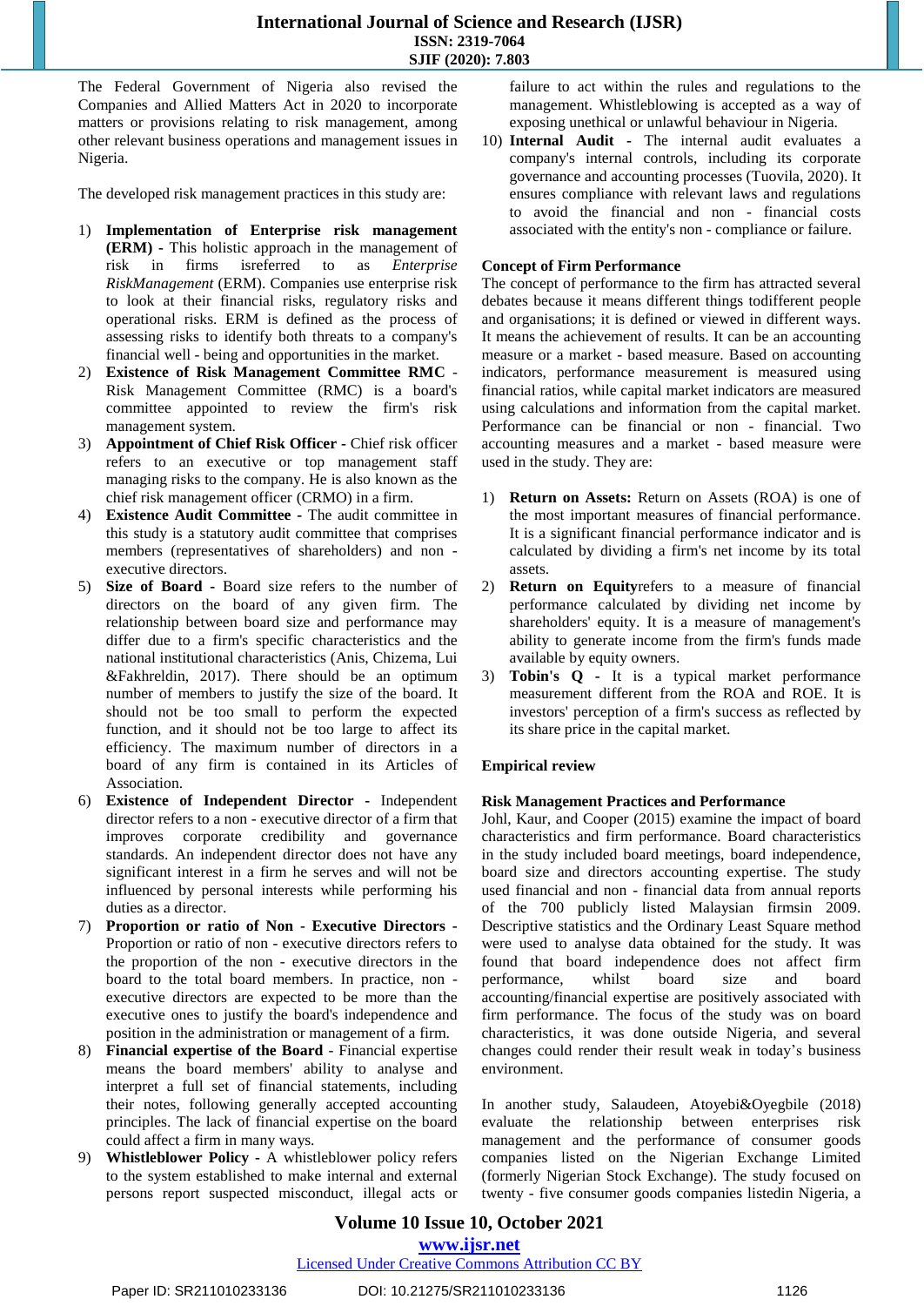The Federal Government of Nigeria also revised the Companies and Allied Matters Act in 2020 to incorporate matters or provisions relating to risk management, among other relevant business operations and management issues in Nigeria.

The developed risk management practices in this study are:

1) **Implementation of Enterprise risk management (ERM) -** This holistic approach in the management of risk in firms isreferred to as *Enterprise RiskManagement* (ERM). Companies use enterprise risk to look at their financial risks, regulatory risks and operational risks. ERM is defined as the process of assessing risks to identify both threats to a company's financial well - being and opportunities in the market.
2) **Existence of Risk Management Committee RMC -** Risk Management Committee (RMC) is a board's committee appointed to review the firm's risk management system.
3) **Appointment of Chief Risk Officer -** Chief risk officer refers to an executive or top management staff managing risks to the company. He is also known as the chief risk management officer (CRMO) in a firm.
4) **Existence Audit Committee -** The audit committee in this study is a statutory audit committee that comprises members (representatives of shareholders) and non - executive directors.
5) **Size of Board -** Board size refers to the number of directors on the board of any given firm. The relationship between board size and performance may differ due to a firm's specific characteristics and the national institutional characteristics (Anis, Chizema, Lui &Fakhreldin, 2017). There should be an optimum number of members to justify the size of the board. It should not be too small to perform the expected function, and it should not be too large to affect its efficiency. The maximum number of directors in a board of any firm is contained in its Articles of Association.
6) **Existence of Independent Director -** Independent director refers to a non - executive director of a firm that improves corporate credibility and governance standards. An independent director does not have any significant interest in a firm he serves and will not be influenced by personal interests while performing his duties as a director.
7) **Proportion or ratio of Non - Executive Directors -** Proportion or ratio of non - executive directors refers to the proportion of the non - executive directors in the board to the total board members. In practice, non - executive directors are expected to be more than the executive ones to justify the board's independence and position in the administration or management of a firm.
8) **Financial expertise of the Board -** Financial expertise means the board members' ability to analyse and interpret a full set of financial statements, including their notes, following generally accepted accounting principles. The lack of financial expertise on the board could affect a firm in many ways.
9) **Whistleblower Policy -** A whistleblower policy refers to the system established to make internal and external persons report suspected misconduct, illegal acts or failure to act within the rules and regulations to the management. Whistleblowing is accepted as a way of exposing unethical or unlawful behaviour in Nigeria.
10) **Internal Audit -** The internal audit evaluates a company's internal controls, including its corporate governance and accounting processes (Tuovila, 2020). It ensures compliance with relevant laws and regulations to avoid the financial and non - financial costs associated with the entity's non - compliance or failure.

**Concept of Firm Performance**

The concept of performance to the firm has attracted several debates because it means different things todifferent people and organisations; it is defined or viewed in different ways. It means the achievement of results. It can be an accounting measure or a market - based measure. Based on accounting indicators, performance measurement is measured using financial ratios, while capital market indicators are measured using calculations and information from the capital market. Performance can be financial or non - financial. Two accounting measures and a market - based measure were used in the study. They are:

1) **Return on Assets:** Return on Assets (ROA) is one of the most important measures of financial performance. It is a significant financial performance indicator and is calculated by dividing a firm's net income by its total assets.
2) **Return on Equity**refers to a measure of financial performance calculated by dividing net income by shareholders' equity. It is a measure of management's ability to generate income from the firm's funds made available by equity owners.
3) **Tobin's Q -** It is a typical market performance measurement different from the ROA and ROE. It is investors' perception of a firm's success as reflected by its share price in the capital market.

**Empirical review**

**Risk Management Practices and Performance**

Johl, Kaur, and Cooper (2015) examine the impact of board characteristics and firm performance. Board characteristics in the study included board meetings, board independence, board size and directors accounting expertise. The study used financial and non - financial data from annual reports of the 700 publicly listed Malaysian firmsin 2009. Descriptive statistics and the Ordinary Least Square method were used to analyse data obtained for the study. It was found that board independence does not affect firm performance, whilst board size and board accounting/financial expertise are positively associated with firm performance. The focus of the study was on board characteristics, it was done outside Nigeria, and several changes could render their result weak in today's business environment.

In another study, Salaudeen, Atoyebi&Oyegbile (2018) evaluate the relationship between enterprises risk management and the performance of consumer goods companies listed on the Nigerian Exchange Limited (formerly Nigerian Stock Exchange). The study focused on twenty - five consumer goods companies listedin Nigeria, a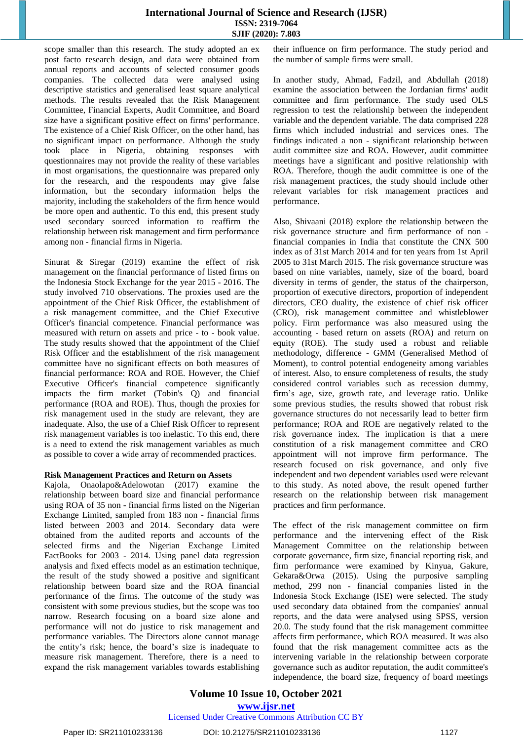scope smaller than this research. The study adopted an ex post facto research design, and data were obtained from annual reports and accounts of selected consumer goods companies. The collected data were analysed using descriptive statistics and generalised least square analytical methods. The results revealed that the Risk Management Committee, Financial Experts, Audit Committee, and Board size have a significant positive effect on firms' performance. The existence of a Chief Risk Officer, on the other hand, has no significant impact on performance. Although the study took place in Nigeria, obtaining responses with questionnaires may not provide the reality of these variables in most organisations, the questionnaire was prepared only for the research, and the respondents may give false information, but the secondary information helps the majority, including the stakeholders of the firm hence would be more open and authentic. To this end, this present study used secondary sourced information to reaffirm the relationship between risk management and firm performance among non - financial firms in Nigeria.

Sinurat & Siregar (2019) examine the effect of risk management on the financial performance of listed firms on the Indonesia Stock Exchange for the year 2015 - 2016. The study involved 710 observations. The proxies used are the appointment of the Chief Risk Officer, the establishment of a risk management committee, and the Chief Executive Officer's financial competence. Financial performance was measured with return on assets and price - to - book value. The study results showed that the appointment of the Chief Risk Officer and the establishment of the risk management committee have no significant effects on both measures of financial performance: ROA and ROE. However, the Chief Executive Officer's financial competence significantly impacts the firm market (Tobin's Q) and financial performance (ROA and ROE). Thus, though the proxies for risk management used in the study are relevant, they are inadequate. Also, the use of a Chief Risk Officer to represent risk management variables is too inelastic. To this end, there is a need to extend the risk management variables as much as possible to cover a wide array of recommended practices.

**Risk Management Practices and Return on Assets**

Kajola, Onaolapo&Adelowotan (2017) examine the relationship between board size and financial performance using ROA of 35 non - financial firms listed on the Nigerian Exchange Limited, sampled from 183 non - financial firms listed between 2003 and 2014. Secondary data were obtained from the audited reports and accounts of the selected firms and the Nigerian Exchange Limited FactBooks for 2003 - 2014. Using panel data regression analysis and fixed effects model as an estimation technique, the result of the study showed a positive and significant relationship between board size and the ROA financial performance of the firms. The outcome of the study was consistent with some previous studies, but the scope was too narrow. Research focusing on a board size alone and performance will not do justice to risk management and performance variables. The Directors alone cannot manage the entity's risk; hence, the board's size is inadequate to measure risk management. Therefore, there is a need to expand the risk management variables towards establishing their influence on firm performance. The study period and the number of sample firms were small.

In another study, Ahmad, Fadzil, and Abdullah (2018) examine the association between the Jordanian firms' audit committee and firm performance. The study used OLS regression to test the relationship between the independent variable and the dependent variable. The data comprised 228 firms which included industrial and services ones. The findings indicated a non - significant relationship between audit committee size and ROA. However, audit committee meetings have a significant and positive relationship with ROA. Therefore, though the audit committee is one of the risk management practices, the study should include other relevant variables for risk management practices and performance.

Also, Shivaani (2018) explore the relationship between the risk governance structure and firm performance of non - financial companies in India that constitute the CNX 500 index as of 31st March 2014 and for ten years from 1st April 2005 to 31st March 2015. The risk governance structure was based on nine variables, namely, size of the board, board diversity in terms of gender, the status of the chairperson, proportion of executive directors, proportion of independent directors, CEO duality, the existence of chief risk officer (CRO), risk management committee and whistleblower policy. Firm performance was also measured using the accounting - based return on assets (ROA) and return on equity (ROE). The study used a robust and reliable methodology, difference - GMM (Generalised Method of Moment), to control potential endogeneity among variables of interest. Also, to ensure completeness of results, the study considered control variables such as recession dummy, firm's age, size, growth rate, and leverage ratio. Unlike some previous studies, the results showed that robust risk governance structures do not necessarily lead to better firm performance; ROA and ROE are negatively related to the risk governance index. The implication is that a mere constitution of a risk management committee and CRO appointment will not improve firm performance. The research focused on risk governance, and only five independent and two dependent variables used were relevant to this study. As noted above, the result opened further research on the relationship between risk management practices and firm performance.

The effect of the risk management committee on firm performance and the intervening effect of the Risk Management Committee on the relationship between corporate governance, firm size, financial reporting risk, and firm performance were examined by Kinyua, Gakure, Gekara&Orwa (2015). Using the purposive sampling method, 299 non - financial companies listed in the Indonesia Stock Exchange (ISE) were selected. The study used secondary data obtained from the companies' annual reports, and the data were analysed using SPSS, version 20.0. The study found that the risk management committee affects firm performance, which ROA measured. It was also found that the risk management committee acts as the intervening variable in the relationship between corporate governance such as auditor reputation, the audit committee's independence, the board size, frequency of board meetings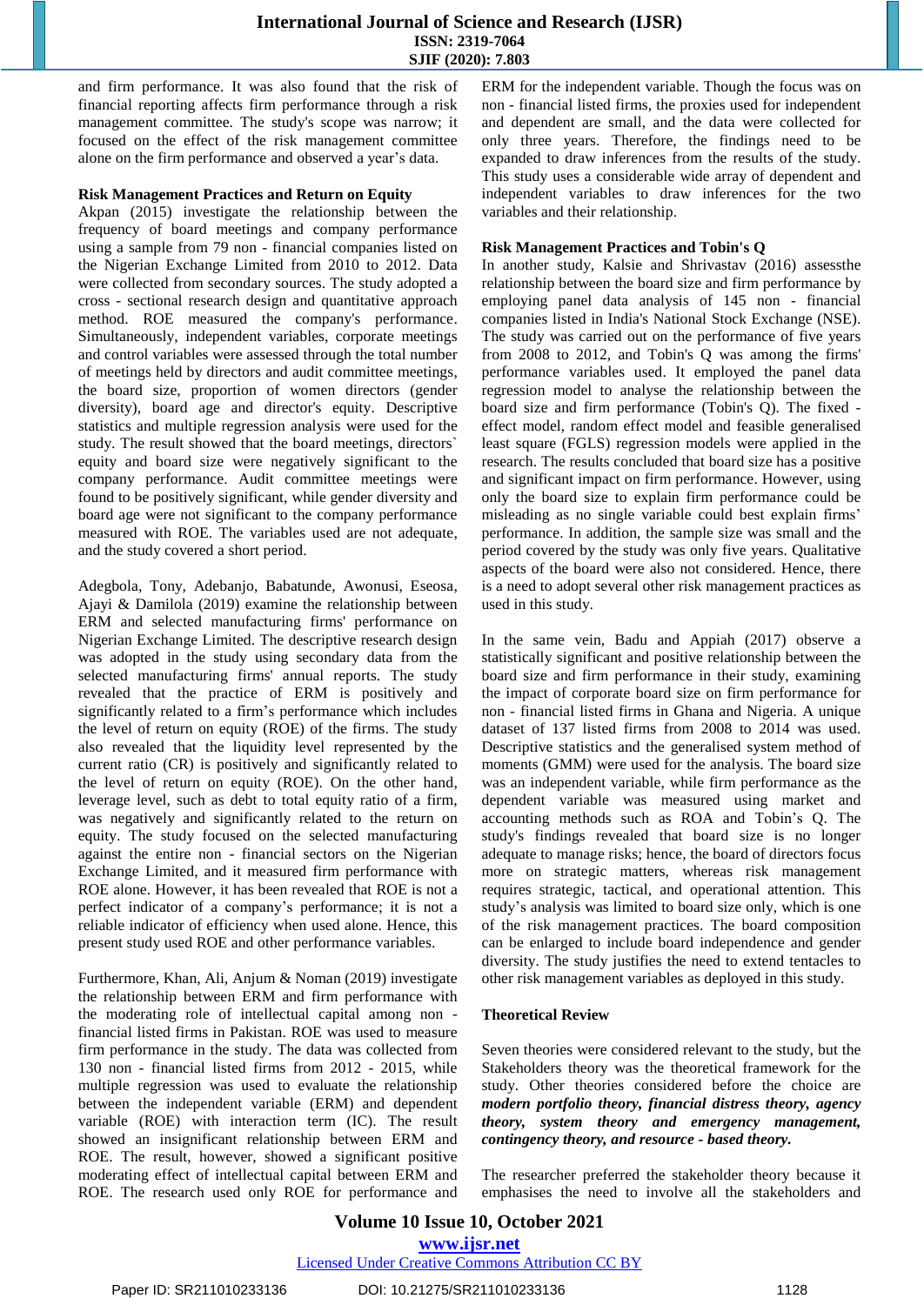and firm performance. It was also found that the risk of financial reporting affects firm performance through a risk management committee. The study's scope was narrow; it focused on the effect of the risk management committee alone on the firm performance and observed a year's data.

**Risk Management Practices and Return on Equity**

Akpan (2015) investigate the relationship between the frequency of board meetings and company performance using a sample from 79 non - financial companies listed on the Nigerian Exchange Limited from 2010 to 2012. Data were collected from secondary sources. The study adopted a cross - sectional research design and quantitative approach method. ROE measured the company's performance. Simultaneously, independent variables, corporate meetings and control variables were assessed through the total number of meetings held by directors and audit committee meetings, the board size, proportion of women directors (gender diversity), board age and director's equity. Descriptive statistics and multiple regression analysis were used for the study. The result showed that the board meetings, directors` equity and board size were negatively significant to the company performance. Audit committee meetings were found to be positively significant, while gender diversity and board age were not significant to the company performance measured with ROE. The variables used are not adequate, and the study covered a short period.

Adegbola, Tony, Adebanjo, Babatunde, Awonusi, Eseosa, Ajayi & Damilola (2019) examine the relationship between ERM and selected manufacturing firms' performance on Nigerian Exchange Limited. The descriptive research design was adopted in the study using secondary data from the selected manufacturing firms' annual reports. The study revealed that the practice of ERM is positively and significantly related to a firm's performance which includes the level of return on equity (ROE) of the firms. The study also revealed that the liquidity level represented by the current ratio (CR) is positively and significantly related to the level of return on equity (ROE). On the other hand, leverage level, such as debt to total equity ratio of a firm, was negatively and significantly related to the return on equity. The study focused on the selected manufacturing against the entire non - financial sectors on the Nigerian Exchange Limited, and it measured firm performance with ROE alone. However, it has been revealed that ROE is not a perfect indicator of a company's performance; it is not a reliable indicator of efficiency when used alone. Hence, this present study used ROE and other performance variables.

Furthermore, Khan, Ali, Anjum & Noman (2019) investigate the relationship between ERM and firm performance with the moderating role of intellectual capital among non - financial listed firms in Pakistan. ROE was used to measure firm performance in the study. The data was collected from 130 non - financial listed firms from 2012 - 2015, while multiple regression was used to evaluate the relationship between the independent variable (ERM) and dependent variable (ROE) with interaction term (IC). The result showed an insignificant relationship between ERM and ROE. The result, however, showed a significant positive moderating effect of intellectual capital between ERM and ROE. The research used only ROE for performance and ERM for the independent variable. Though the focus was on non - financial listed firms, the proxies used for independent and dependent are small, and the data were collected for only three years. Therefore, the findings need to be expanded to draw inferences from the results of the study. This study uses a considerable wide array of dependent and independent variables to draw inferences for the two variables and their relationship.

**Risk Management Practices and Tobin's Q**

In another study, Kalsie and Shrivastav (2016) assessthe relationship between the board size and firm performance by employing panel data analysis of 145 non - financial companies listed in India's National Stock Exchange (NSE). The study was carried out on the performance of five years from 2008 to 2012, and Tobin's Q was among the firms' performance variables used. It employed the panel data regression model to analyse the relationship between the board size and firm performance (Tobin's Q). The fixed - effect model, random effect model and feasible generalised least square (FGLS) regression models were applied in the research. The results concluded that board size has a positive and significant impact on firm performance. However, using only the board size to explain firm performance could be misleading as no single variable could best explain firms' performance. In addition, the sample size was small and the period covered by the study was only five years. Qualitative aspects of the board were also not considered. Hence, there is a need to adopt several other risk management practices as used in this study.

In the same vein, Badu and Appiah (2017) observe a statistically significant and positive relationship between the board size and firm performance in their study, examining the impact of corporate board size on firm performance for non - financial listed firms in Ghana and Nigeria. A unique dataset of 137 listed firms from 2008 to 2014 was used. Descriptive statistics and the generalised system method of moments (GMM) were used for the analysis. The board size was an independent variable, while firm performance as the dependent variable was measured using market and accounting methods such as ROA and Tobin's Q. The study's findings revealed that board size is no longer adequate to manage risks; hence, the board of directors focus more on strategic matters, whereas risk management requires strategic, tactical, and operational attention. This study's analysis was limited to board size only, which is one of the risk management practices. The board composition can be enlarged to include board independence and gender diversity. The study justifies the need to extend tentacles to other risk management variables as deployed in this study.

**Theoretical Review**

Seven theories were considered relevant to the study, but the Stakeholders theory was the theoretical framework for the study. Other theories considered before the choice are ***modern portfolio theory, financial distress theory, agency theory, system theory and emergency management, contingency theory, and resource - based theory.***

The researcher preferred the stakeholder theory because it emphasises the need to involve all the stakeholders and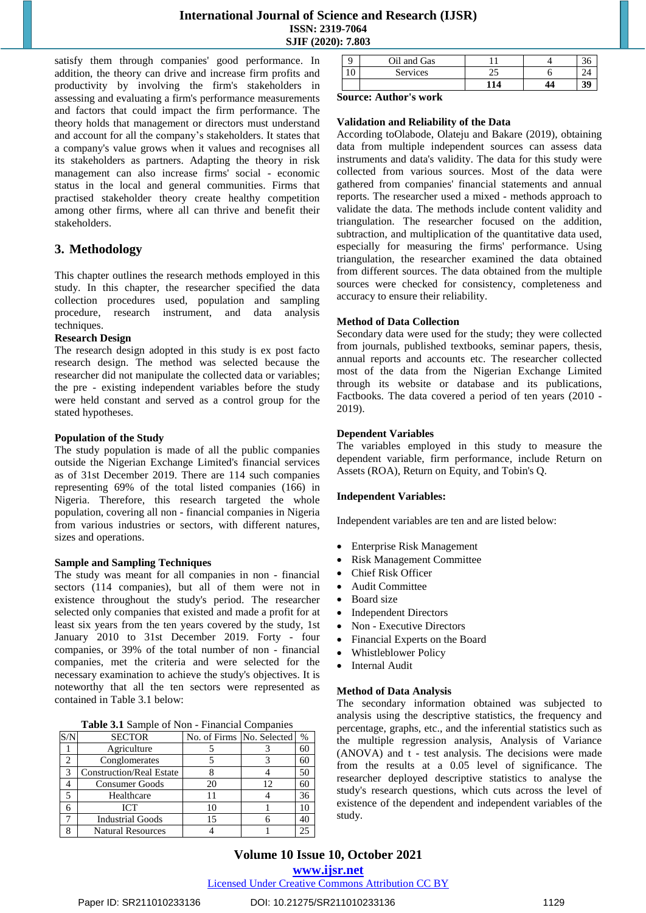satisfy them through companies' good performance. In addition, the theory can drive and increase firm profits and productivity by involving the firm's stakeholders in assessing and evaluating a firm's performance measurements and factors that could impact the firm performance. The theory holds that management or directors must understand and account for all the company's stakeholders. It states that a company's value grows when it values and recognises all its stakeholders as partners. Adapting the theory in risk management can also increase firms' social - economic status in the local and general communities. Firms that practised stakeholder theory create healthy competition among other firms, where all can thrive and benefit their stakeholders.

## 3. Methodology

This chapter outlines the research methods employed in this study. In this chapter, the researcher specified the data collection procedures used, population and sampling procedure, research instrument, and data analysis techniques.

**Research Design**

The research design adopted in this study is ex post facto research design. The method was selected because the researcher did not manipulate the collected data or variables; the pre - existing independent variables before the study were held constant and served as a control group for the stated hypotheses.

**Population of the Study**

The study population is made of all the public companies outside the Nigerian Exchange Limited's financial services as of 31st December 2019. There are 114 such companies representing 69% of the total listed companies (166) in Nigeria. Therefore, this research targeted the whole population, covering all non - financial companies in Nigeria from various industries or sectors, with different natures, sizes and operations.

**Sample and Sampling Techniques**

The study was meant for all companies in non - financial sectors (114 companies), but all of them were not in existence throughout the study's period. The researcher selected only companies that existed and made a profit for at least six years from the ten years covered by the study, 1st January 2010 to 31st December 2019. Forty - four companies, or 39% of the total number of non - financial companies, met the criteria and were selected for the necessary examination to achieve the study's objectives. It is noteworthy that all the ten sectors were represented as contained in Table 3.1 below:

**Table 3.1** Sample of Non - Financial Companies

| S/N | SECTOR | No. of Firms | No. Selected | % |
|---|---|---|---|---|
| 1 | Agriculture | 5 | 3 | 60 |
| 2 | Conglomerates | 5 | 3 | 60 |
| 3 | Construction/Real Estate | 8 | 4 | 50 |
| 4 | Consumer Goods | 20 | 12 | 60 |
| 5 | Healthcare | 11 | 4 | 36 |
| 6 | ICT | 10 | 1 | 10 |
| 7 | Industrial Goods | 15 | 6 | 40 |
| 8 | Natural Resources | 4 | 1 | 25 |
| 9 | Oil and Gas | 11 | 4 | 36 |
| 10 | Services | 25 | 6 | 24 |
| | | **114** | **44** | **39** |

**Source: Author's work**

**Validation and Reliability of the Data**

According toOlabode, Olateju and Bakare (2019), obtaining data from multiple independent sources can assess data instruments and data's validity. The data for this study were collected from various sources. Most of the data were gathered from companies' financial statements and annual reports. The researcher used a mixed - methods approach to validate the data. The methods include content validity and triangulation. The researcher focused on the addition, subtraction, and multiplication of the quantitative data used, especially for measuring the firms' performance. Using triangulation, the researcher examined the data obtained from different sources. The data obtained from the multiple sources were checked for consistency, completeness and accuracy to ensure their reliability.

**Method of Data Collection**

Secondary data were used for the study; they were collected from journals, published textbooks, seminar papers, thesis, annual reports and accounts etc. The researcher collected most of the data from the Nigerian Exchange Limited through its website or database and its publications, Factbooks. The data covered a period of ten years (2010 - 2019).

**Dependent Variables**

The variables employed in this study to measure the dependent variable, firm performance, include Return on Assets (ROA), Return on Equity, and Tobin's Q.

**Independent Variables:**

Independent variables are ten and are listed below:

- Enterprise Risk Management
- Risk Management Committee
- Chief Risk Officer
- Audit Committee
- Board size
- Independent Directors
- Non - Executive Directors
- Financial Experts on the Board
- Whistleblower Policy
- Internal Audit

**Method of Data Analysis**

The secondary information obtained was subjected to analysis using the descriptive statistics, the frequency and percentage, graphs, etc., and the inferential statistics such as the multiple regression analysis, Analysis of Variance (ANOVA) and t - test analysis. The decisions were made from the results at a 0.05 level of significance. The researcher deployed descriptive statistics to analyse the study's research questions, which cuts across the level of existence of the dependent and independent variables of the study.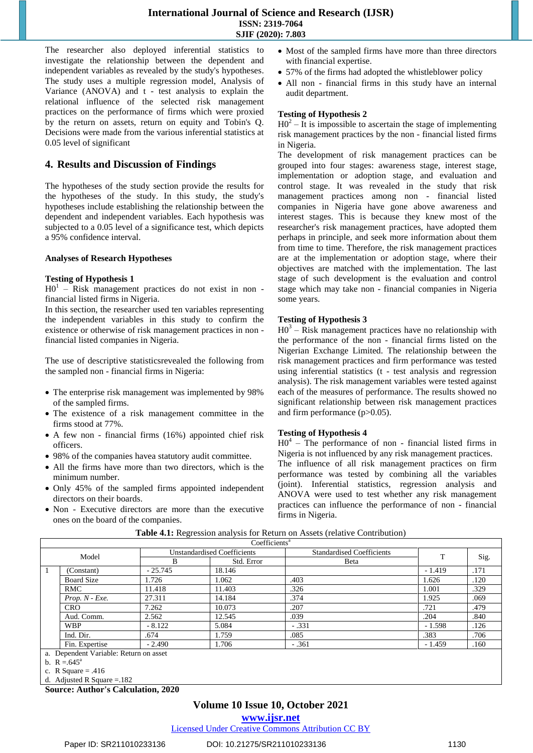The researcher also deployed inferential statistics to investigate the relationship between the dependent and independent variables as revealed by the study's hypotheses. The study uses a multiple regression model, Analysis of Variance (ANOVA) and t - test analysis to explain the relational influence of the selected risk management practices on the performance of firms which were proxied by the return on assets, return on equity and Tobin's Q. Decisions were made from the various inferential statistics at 0.05 level of significant

## 4. Results and Discussion of Findings

The hypotheses of the study section provide the results for the hypotheses of the study. In this study, the study's hypotheses include establishing the relationship between the dependent and independent variables. Each hypothesis was subjected to a 0.05 level of a significance test, which depicts a 95% confidence interval.

### Analyses of Research Hypotheses

**Testing of Hypothesis 1**

H0[1] – Risk management practices do not exist in non - financial listed firms in Nigeria.

In this section, the researcher used ten variables representing the independent variables in this study to confirm the existence or otherwise of risk management practices in non - financial listed companies in Nigeria.

The use of descriptive statisticsrevealed the following from the sampled non - financial firms in Nigeria:

- The enterprise risk management was implemented by 98% of the sampled firms.
- The existence of a risk management committee in the firms stood at 77%.
- A few non - financial firms (16%) appointed chief risk officers.
- 98% of the companies havea statutory audit committee.
- All the firms have more than two directors, which is the minimum number.
- Only 45% of the sampled firms appointed independent directors on their boards.
- Non - Executive directors are more than the executive ones on the board of the companies.
- Most of the sampled firms have more than three directors with financial expertise.
- 57% of the firms had adopted the whistleblower policy
- All non - financial firms in this study have an internal audit department.

**Testing of Hypothesis 2**

H0[2] – It is impossible to ascertain the stage of implementing risk management practices by the non - financial listed firms in Nigeria.

The development of risk management practices can be grouped into four stages: awareness stage, interest stage, implementation or adoption stage, and evaluation and control stage. It was revealed in the study that risk management practices among non - financial listed companies in Nigeria have gone above awareness and interest stages. This is because they knew most of the researcher's risk management practices, have adopted them perhaps in principle, and seek more information about them from time to time. Therefore, the risk management practices are at the implementation or adoption stage, where their objectives are matched with the implementation. The last stage of such development is the evaluation and control stage which may take non - financial companies in Nigeria some years.

**Testing of Hypothesis 3**

H0[3] – Risk management practices have no relationship with the performance of the non - financial firms listed on the Nigerian Exchange Limited. The relationship between the risk management practices and firm performance was tested using inferential statistics (t - test analysis and regression analysis). The risk management variables were tested against each of the measures of performance. The results showed no significant relationship between risk management practices and firm performance ($p>0.05$).

**Testing of Hypothesis 4**

H0[4] – The performance of non - financial listed firms in Nigeria is not influenced by any risk management practices.

The influence of all risk management practices on firm performance was tested by combining all the variables (joint). Inferential statistics, regression analysis and ANOVA were used to test whether any risk management practices can influence the performance of non - financial firms in Nigeria.

**Table 4.1:** Regression analysis for Return on Assets (relative Contribution)

| Coefficients[a] | | | | | | |
|---|---|---|---|---|---|---|
| Model | | Unstandardised Coefficients | | Standardised Coefficients | T | Sig. |
| | | B | Std. Error | Beta | | |
| 1 | (Constant) | - 25.745 | 18.146 | | - 1.419 | .171 |
| | Board Size | 1.726 | 1.062 | .403 | 1.626 | .120 |
| | RMC | 11.418 | 11.403 | .326 | 1.001 | .329 |
| | *Prop. N - Exe.* | 27.311 | 14.184 | .374 | 1.925 | .069 |
| | CRO | 7.262 | 10.073 | .207 | .721 | .479 |
| | Aud. Comm. | 2.562 | 12.545 | .039 | .204 | .840 |
| | WBP | - 8.122 | 5.084 | - .331 | - 1.598 | .126 |
| | Ind. Dir. | .674 | 1.759 | .085 | .383 | .706 |
| | Fin. Expertise | - 2.490 | 1.706 | - .361 | - 1.459 | .160 |

a. Dependent Variable: Return on asset
b. R =.645[a]
c. R Square = .416
d. Adjusted R Square =.182

**Source: Author's Calculation, 2020**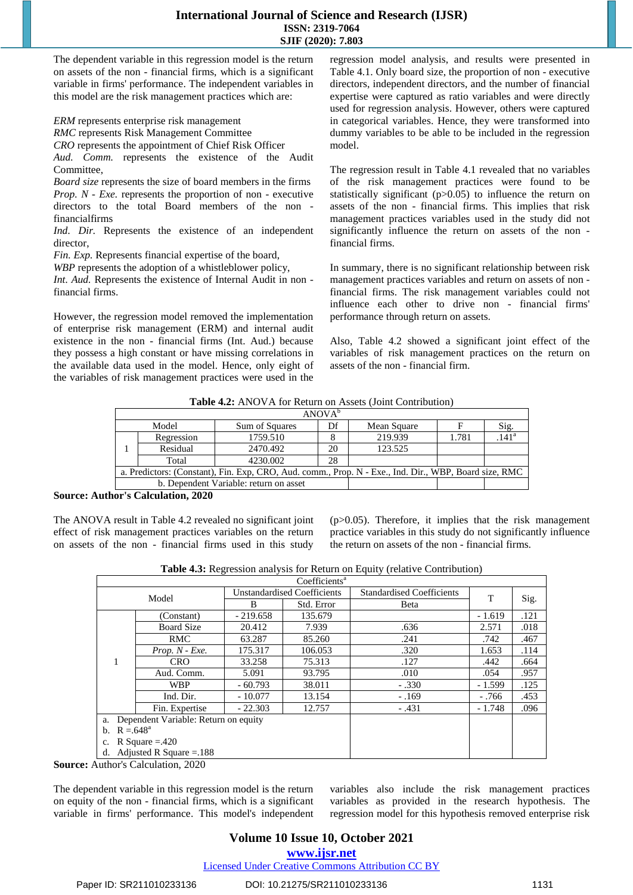The dependent variable in this regression model is the return on assets of the non - financial firms, which is a significant variable in firms' performance. The independent variables in this model are the risk management practices which are:

*ERM* represents enterprise risk management
*RMC* represents Risk Management Committee
*CRO* represents the appointment of Chief Risk Officer
*Aud. Comm.* represents the existence of the Audit Committee,
*Board size* represents the size of board members in the firms
*Prop. N - Exe.* represents the proportion of non - executive directors to the total Board members of the non - financialfirms
*Ind. Dir.* Represents the existence of an independent director,
*Fin. Exp.* Represents financial expertise of the board,
*WBP* represents the adoption of a whistleblower policy,
*Int. Aud.* Represents the existence of Internal Audit in non - financial firms.

However, the regression model removed the implementation of enterprise risk management (ERM) and internal audit existence in the non - financial firms (Int. Aud.) because they possess a high constant or have missing correlations in the available data used in the model. Hence, only eight of the variables of risk management practices were used in the regression model analysis, and results were presented in Table 4.1. Only board size, the proportion of non - executive directors, independent directors, and the number of financial expertise were captured as ratio variables and were directly used for regression analysis. However, others were captured in categorical variables. Hence, they were transformed into dummy variables to be able to be included in the regression model.

The regression result in Table 4.1 revealed that no variables of the risk management practices were found to be statistically significant (p>0.05) to influence the return on assets of the non - financial firms. This implies that risk management practices variables used in the study did not significantly influence the return on assets of the non - financial firms.

In summary, there is no significant relationship between risk management practices variables and return on assets of non - financial firms. The risk management variables could not influence each other to drive non - financial firms' performance through return on assets.

Also, Table 4.2 showed a significant joint effect of the variables of risk management practices on the return on assets of the non - financial firm.

**Table 4.2:** ANOVA for Return on Assets (Joint Contribution)

| ANOVA[b] | | | | | | |
|---|---|---|---|---|---|---|
| Model | | Sum of Squares | Df | Mean Square | F | Sig. |
| 1 | Regression | 1759.510 | 8 | 219.939 | 1.781 | .141[a] |
| | Residual | 2470.492 | 20 | 123.525 | | |
| | Total | 4230.002 | 28 | | | |
| a. Predictors: (Constant), Fin. Exp, CRO, Aud. comm., Prop. N - Exe., Ind. Dir., WBP, Board size, RMC | | | | | | |
| b. Dependent Variable: return on asset | | | | | | |

**Source: Author's Calculation, 2020**

The ANOVA result in Table 4.2 revealed no significant joint effect of risk management practices variables on the return on assets of the non - financial firms used in this study (p>0.05). Therefore, it implies that the risk management practice variables in this study do not significantly influence the return on assets of the non - financial firms.

**Table 4.3:** Regression analysis for Return on Equity (relative Contribution)

| Coefficients[a] | | | | | | |
|---|---|---|---|---|---|---|
| Model | | Unstandardised Coefficients | | Standardised Coefficients | T | Sig. |
| | | B | Std. Error | Beta | | |
| 1 | (Constant) | - 219.658 | 135.679 | | - 1.619 | .121 |
| | Board Size | 20.412 | 7.939 | .636 | 2.571 | .018 |
| | RMC | 63.287 | 85.260 | .241 | .742 | .467 |
| | *Prop. N - Exe.* | 175.317 | 106.053 | .320 | 1.653 | .114 |
| | CRO | 33.258 | 75.313 | .127 | .442 | .664 |
| | Aud. Comm. | 5.091 | 93.795 | .010 | .054 | .957 |
| | WBP | - 60.793 | 38.011 | - .330 | - 1.599 | .125 |
| | Ind. Dir. | - 10.077 | 13.154 | - .169 | - .766 | .453 |
| | Fin. Expertise | - 22.303 | 12.757 | - .431 | - 1.748 | .096 |
| a. Dependent Variable: Return on equity<br>b. R =.648[a]<br>c. R Square =.420<br>d. Adjusted R Square =.188 | | | | | | |

**Source:** Author's Calculation, 2020

The dependent variable in this regression model is the return on equity of the non - financial firms, which is a significant variable in firms' performance. This model's independent variables also include the risk management practices variables as provided in the research hypothesis. The regression model for this hypothesis removed enterprise risk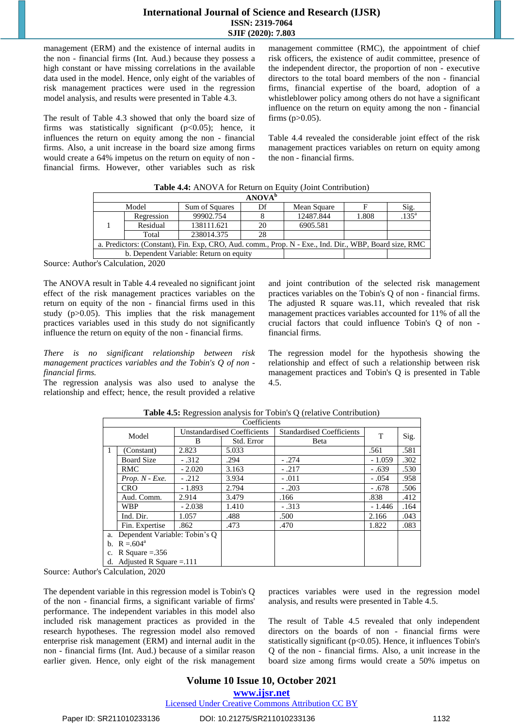management (ERM) and the existence of internal audits in the non - financial firms (Int. Aud.) because they possess a high constant or have missing correlations in the available data used in the model. Hence, only eight of the variables of risk management practices were used in the regression model analysis, and results were presented in Table 4.3.

The result of Table 4.3 showed that only the board size of firms was statistically significant ($p<0.05$); hence, it influences the return on equity among the non - financial firms. Also, a unit increase in the board size among firms would create a 64% impetus on the return on equity of non - financial firms. However, other variables such as risk management committee (RMC), the appointment of chief risk officers, the existence of audit committee, presence of the independent director, the proportion of non - executive directors to the total board members of the non - financial firms, financial expertise of the board, adoption of a whistleblower policy among others do not have a significant influence on the return on equity among the non - financial firms ($p>0.05$).

Table 4.4 revealed the considerable joint effect of the risk management practices variables on return on equity among the non - financial firms.

**Table 4.4:** ANOVA for Return on Equity (Joint Contribution)

| ANOVA[b] | | | | | | |
|---|---|---|---|---|---|---|
| Model | | Sum of Squares | Df | Mean Square | F | Sig. |
| 1 | Regression | 99902.754 | 8 | 12487.844 | 1.808 | .135[a] |
| | Residual | 138111.621 | 20 | 6905.581 | | |
| | Total | 238014.375 | 28 | | | |
| a. Predictors: (Constant), Fin. Exp, CRO, Aud. comm., Prop. N - Exe., Ind. Dir., WBP, Board size, RMC | | | | | | |
| b. Dependent Variable: Return on equity | | | | | | |

Source: Author's Calculation, 2020

The ANOVA result in Table 4.4 revealed no significant joint effect of the risk management practices variables on the return on equity of the non - financial firms used in this study ($p>0.05$). This implies that the risk management practices variables used in this study do not significantly influence the return on equity of the non - financial firms.

*There is no significant relationship between risk management practices variables and the Tobin's Q of non - financial firms.*

The regression analysis was also used to analyse the relationship and effect; hence, the result provided a relative and joint contribution of the selected risk management practices variables on the Tobin's Q of non - financial firms. The adjusted R square was.11, which revealed that risk management practices variables accounted for 11% of all the crucial factors that could influence Tobin's Q of non - financial firms.

The regression model for the hypothesis showing the relationship and effect of such a relationship between risk management practices and Tobin's Q is presented in Table 4.5.

**Table 4.5:** Regression analysis for Tobin's Q (relative Contribution)

| Coefficients | | | | | | |
|---|---|---|---|---|---|---|
| Model | Unstandardised Coefficients | | Standardised Coefficients | T | Sig. |
| | B | Std. Error | Beta | | |
| 1 (Constant) | 2.823 | 5.033 | | .561 | .581 |
| Board Size | - .312 | .294 | - .274 | - 1.059 | .302 |
| RMC | - 2.020 | 3.163 | - .217 | - .639 | .530 |
| *Prop. N - Exe.* | - .212 | 3.934 | - .011 | - .054 | .958 |
| CRO | - 1.893 | 2.794 | - .203 | - .678 | .506 |
| Aud. Comm. | 2.914 | 3.479 | .166 | .838 | .412 |
| WBP | - 2.038 | 1.410 | - .313 | - 1.446 | .164 |
| Ind. Dir. | 1.057 | .488 | .500 | 2.166 | .043 |
| Fin. Expertise | .862 | .473 | .470 | 1.822 | .083 |
| a. Dependent Variable: Tobin's Q | | | | | |
| b. R =.604[a] | | | | | |
| c. R Square =.356 | | | | | |
| d. Adjusted R Square =.111 | | | | | |

Source: Author's Calculation, 2020

The dependent variable in this regression model is Tobin's Q of the non - financial firms, a significant variable of firms' performance. The independent variables in this model also included risk management practices as provided in the research hypotheses. The regression model also removed enterprise risk management (ERM) and internal audit in the non - financial firms (Int. Aud.) because of a similar reason earlier given. Hence, only eight of the risk management practices variables were used in the regression model analysis, and results were presented in Table 4.5.

The result of Table 4.5 revealed that only independent directors on the boards of non - financial firms were statistically significant ($p<0.05$). Hence, it influences Tobin's Q of the non - financial firms. Also, a unit increase in the board size among firms would create a 50% impetus on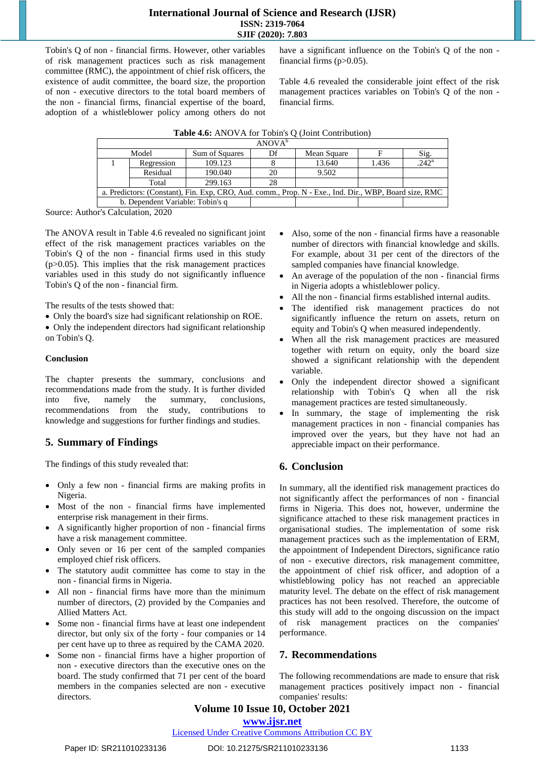Tobin's Q of non - financial firms. However, other variables of risk management practices such as risk management committee (RMC), the appointment of chief risk officers, the existence of audit committee, the board size, the proportion of non - executive directors to the total board members of the non - financial firms, financial expertise of the board, adoption of a whistleblower policy among others do not have a significant influence on the Tobin's Q of the non - financial firms (p>0.05).

Table 4.6 revealed the considerable joint effect of the risk management practices variables on Tobin's Q of the non - financial firms.

**Table 4.6:** ANOVA for Tobin's Q (Joint Contribution)

| ANOVA[b] | | | | | | |
|---|---|---|---|---|---|---|
| Model | | Sum of Squares | Df | Mean Square | F | Sig. |
| 1 | Regression | 109.123 | 8 | 13.640 | 1.436 | .242[a] |
| | Residual | 190.040 | 20 | 9.502 | | |
| | Total | 299.163 | 28 | | | |
| a. Predictors: (Constant), Fin. Exp, CRO, Aud. comm., Prop. N - Exe., Ind. Dir., WBP, Board size, RMC | | | | | | |
| b. Dependent Variable: Tobin's q | | | | | | |

Source: Author's Calculation, 2020

The ANOVA result in Table 4.6 revealed no significant joint effect of the risk management practices variables on the Tobin's Q of the non - financial firms used in this study (p>0.05). This implies that the risk management practices variables used in this study do not significantly influence Tobin's Q of the non - financial firm.

The results of the tests showed that:
- Only the board's size had significant relationship on ROE.
- Only the independent directors had significant relationship on Tobin's Q.

**Conclusion**

The chapter presents the summary, conclusions and recommendations made from the study. It is further divided into five, namely the summary, conclusions, recommendations from the study, contributions to knowledge and suggestions for further findings and studies.

## 5. Summary of Findings

The findings of this study revealed that:

- Only a few non - financial firms are making profits in Nigeria.
- Most of the non - financial firms have implemented enterprise risk management in their firms.
- A significantly higher proportion of non - financial firms have a risk management committee.
- Only seven or 16 per cent of the sampled companies employed chief risk officers.
- The statutory audit committee has come to stay in the non - financial firms in Nigeria.
- All non - financial firms have more than the minimum number of directors, (2) provided by the Companies and Allied Matters Act.
- Some non - financial firms have at least one independent director, but only six of the forty - four companies or 14 per cent have up to three as required by the CAMA 2020.
- Some non - financial firms have a higher proportion of non - executive directors than the executive ones on the board. The study confirmed that 71 per cent of the board members in the companies selected are non - executive directors.
- Also, some of the non - financial firms have a reasonable number of directors with financial knowledge and skills. For example, about 31 per cent of the directors of the sampled companies have financial knowledge.
- An average of the population of the non - financial firms in Nigeria adopts a whistleblower policy.
- All the non - financial firms established internal audits.
- The identified risk management practices do not significantly influence the return on assets, return on equity and Tobin's Q when measured independently.
- When all the risk management practices are measured together with return on equity, only the board size showed a significant relationship with the dependent variable.
- Only the independent director showed a significant relationship with Tobin's Q when all the risk management practices are tested simultaneously.
- In summary, the stage of implementing the risk management practices in non - financial companies has improved over the years, but they have not had an appreciable impact on their performance.

## 6. Conclusion

In summary, all the identified risk management practices do not significantly affect the performances of non - financial firms in Nigeria. This does not, however, undermine the significance attached to these risk management practices in organisational studies. The implementation of some risk management practices such as the implementation of ERM, the appointment of Independent Directors, significance ratio of non - executive directors, risk management committee, the appointment of chief risk officer, and adoption of a whistleblowing policy has not reached an appreciable maturity level. The debate on the effect of risk management practices has not been resolved. Therefore, the outcome of this study will add to the ongoing discussion on the impact of risk management practices on the companies' performance.

## 7. Recommendations

The following recommendations are made to ensure that risk management practices positively impact non - financial companies' results: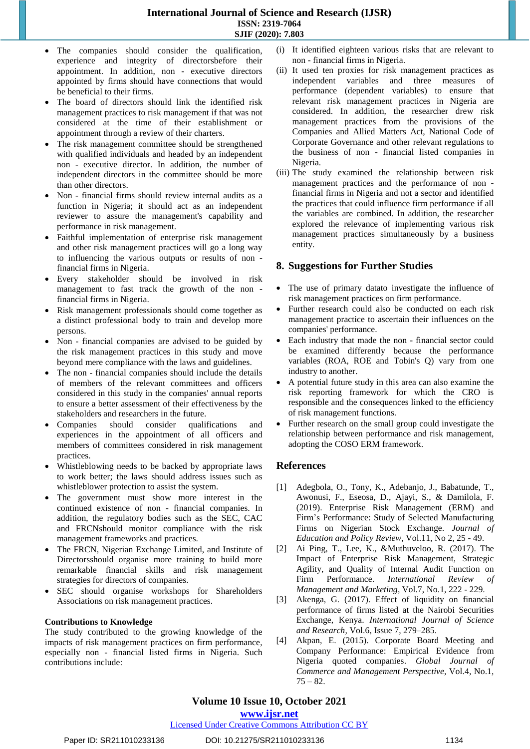- The companies should consider the qualification, experience and integrity of directorsbefore their appointment. In addition, non - executive directors appointed by firms should have connections that would be beneficial to their firms.
- The board of directors should link the identified risk management practices to risk management if that was not considered at the time of their establishment or appointment through a review of their charters.
- The risk management committee should be strengthened with qualified individuals and headed by an independent non - executive director. In addition, the number of independent directors in the committee should be more than other directors.
- Non - financial firms should review internal audits as a function in Nigeria; it should act as an independent reviewer to assure the management's capability and performance in risk management.
- Faithful implementation of enterprise risk management and other risk management practices will go a long way to influencing the various outputs or results of non - financial firms in Nigeria.
- Every stakeholder should be involved in risk management to fast track the growth of the non - financial firms in Nigeria.
- Risk management professionals should come together as a distinct professional body to train and develop more persons.
- Non - financial companies are advised to be guided by the risk management practices in this study and move beyond mere compliance with the laws and guidelines.
- The non - financial companies should include the details of members of the relevant committees and officers considered in this study in the companies' annual reports to ensure a better assessment of their effectiveness by the stakeholders and researchers in the future.
- Companies should consider qualifications and experiences in the appointment of all officers and members of committees considered in risk management practices.
- Whistleblowing needs to be backed by appropriate laws to work better; the laws should address issues such as whistleblower protection to assist the system.
- The government must show more interest in the continued existence of non - financial companies. In addition, the regulatory bodies such as the SEC, CAC and FRCNshould monitor compliance with the risk management frameworks and practices.
- The FRCN, Nigerian Exchange Limited, and Institute of Directorsshould organise more training to build more remarkable financial skills and risk management strategies for directors of companies.
- SEC should organise workshops for Shareholders Associations on risk management practices.

**Contributions to Knowledge**

The study contributed to the growing knowledge of the impacts of risk management practices on firm performance, especially non - financial listed firms in Nigeria. Such contributions include:

(i) It identified eighteen various risks that are relevant to non - financial firms in Nigeria.

(ii) It used ten proxies for risk management practices as independent variables and three measures of performance (dependent variables) to ensure that relevant risk management practices in Nigeria are considered. In addition, the researcher drew risk management practices from the provisions of the Companies and Allied Matters Act, National Code of Corporate Governance and other relevant regulations to the business of non - financial listed companies in Nigeria.

(iii) The study examined the relationship between risk management practices and the performance of non - financial firms in Nigeria and not a sector and identified the practices that could influence firm performance if all the variables are combined. In addition, the researcher explored the relevance of implementing various risk management practices simultaneously by a business entity.

## 8. Suggestions for Further Studies

- The use of primary datato investigate the influence of risk management practices on firm performance.
- Further research could also be conducted on each risk management practice to ascertain their influences on the companies' performance.
- Each industry that made the non - financial sector could be examined differently because the performance variables (ROA, ROE and Tobin's Q) vary from one industry to another.
- A potential future study in this area can also examine the risk reporting framework for which the CRO is responsible and the consequences linked to the efficiency of risk management functions.
- Further research on the small group could investigate the relationship between performance and risk management, adopting the COSO ERM framework.

## References

[1] Adegbola, O., Tony, K., Adebanjo, J., Babatunde, T., Awonusi, F., Eseosa, D., Ajayi, S., & Damilola, F. (2019). Enterprise Risk Management (ERM) and Firm's Performance: Study of Selected Manufacturing Firms on Nigerian Stock Exchange. *Journal of Education and Policy Review*, Vol.11, No 2, 25 - 49.

[2] Ai Ping, T., Lee, K., &Muthuveloo, R. (2017). The Impact of Enterprise Risk Management, Strategic Agility, and Quality of Internal Audit Function on Firm Performance. *International Review of Management and Marketing*, Vol.7, No.1, 222 - 229.

[3] Akenga, G. (2017). Effect of liquidity on financial performance of firms listed at the Nairobi Securities Exchange, Kenya. *International Journal of Science and Research*, Vol.6, Issue 7, 279–285.

[4] Akpan, E. (2015). Corporate Board Meeting and Company Performance: Empirical Evidence from Nigeria quoted companies. *Global Journal of Commerce and Management Perspective*, Vol.4, No.1, 75 – 82.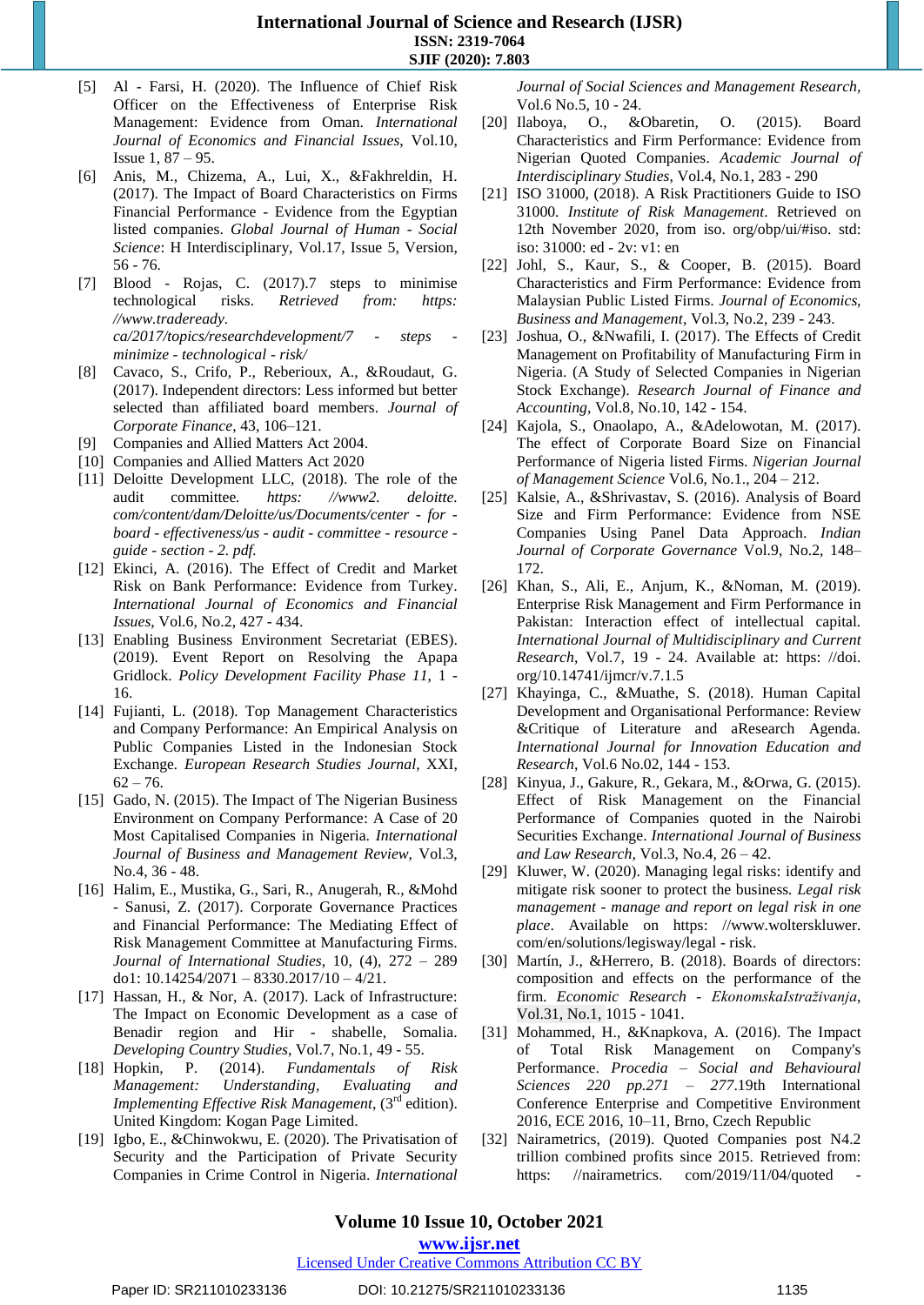[5] Al - Farsi, H. (2020). The Influence of Chief Risk Officer on the Effectiveness of Enterprise Risk Management: Evidence from Oman. *International Journal of Economics and Financial Issues*, Vol.10, Issue 1, 87 – 95.

[6] Anis, M., Chizema, A., Lui, X., &Fakhreldin, H. (2017). The Impact of Board Characteristics on Firms Financial Performance - Evidence from the Egyptian listed companies. *Global Journal of Human - Social Science*: H Interdisciplinary, Vol.17, Issue 5, Version, 56 - 76.

[7] Blood - Rojas, C. (2017).7 steps to minimise technological risks. *Retrieved from: https: //www.tradeready. ca/2017/topics/researchdevelopment/7 - steps - minimize - technological - risk/*

[8] Cavaco, S., Crifo, P., Reberioux, A., &Roudaut, G. (2017). Independent directors: Less informed but better selected than affiliated board members. *Journal of Corporate Finance*, 43, 106–121.

[9] Companies and Allied Matters Act 2004.

[10] Companies and Allied Matters Act 2020

[11] Deloitte Development LLC, (2018). The role of the audit committee. *https: //www2. deloitte. com/content/dam/Deloitte/us/Documents/center - for - board - effectiveness/us - audit - committee - resource - guide - section - 2. pdf.*

[12] Ekinci, A. (2016). The Effect of Credit and Market Risk on Bank Performance: Evidence from Turkey. *International Journal of Economics and Financial Issues*, Vol.6, No.2, 427 - 434.

[13] Enabling Business Environment Secretariat (EBES). (2019). Event Report on Resolving the Apapa Gridlock. *Policy Development Facility Phase 11*, 1 - 16.

[14] Fujianti, L. (2018). Top Management Characteristics and Company Performance: An Empirical Analysis on Public Companies Listed in the Indonesian Stock Exchange. *European Research Studies Journal*, XXI, 62 – 76.

[15] Gado, N. (2015). The Impact of The Nigerian Business Environment on Company Performance: A Case of 20 Most Capitalised Companies in Nigeria. *International Journal of Business and Management Review*, Vol.3, No.4, 36 - 48.

[16] Halim, E., Mustika, G., Sari, R., Anugerah, R., &Mohd - Sanusi, Z. (2017). Corporate Governance Practices and Financial Performance: The Mediating Effect of Risk Management Committee at Manufacturing Firms. *Journal of International Studies*, 10, (4), 272 – 289 do1: 10.14254/2071 – 8330.2017/10 – 4/21.

[17] Hassan, H., & Nor, A. (2017). Lack of Infrastructure: The Impact on Economic Development as a case of Benadir region and Hir - shabelle, Somalia. *Developing Country Studies*, Vol.7, No.1, 49 - 55.

[18] Hopkin, P. (2014). *Fundamentals of Risk Management: Understanding, Evaluating and Implementing Effective Risk Management*, (3rd edition). United Kingdom: Kogan Page Limited.

[19] Igbo, E., &Chinwokwu, E. (2020). The Privatisation of Security and the Participation of Private Security Companies in Crime Control in Nigeria. *International Journal of Social Sciences and Management Research*, Vol.6 No.5, 10 - 24.

[20] Ilaboya, O., &Obaretin, O. (2015). Board Characteristics and Firm Performance: Evidence from Nigerian Quoted Companies. *Academic Journal of Interdisciplinary Studies*, Vol.4, No.1, 283 - 290

[21] ISO 31000, (2018). A Risk Practitioners Guide to ISO 31000. *Institute of Risk Management*. Retrieved on 12th November 2020, from iso. org/obp/ui/#iso. std: iso: 31000: ed - 2v: v1: en

[22] Johl, S., Kaur, S., & Cooper, B. (2015). Board Characteristics and Firm Performance: Evidence from Malaysian Public Listed Firms. *Journal of Economics, Business and Management*, Vol.3, No.2, 239 - 243.

[23] Joshua, O., &Nwafili, I. (2017). The Effects of Credit Management on Profitability of Manufacturing Firm in Nigeria. (A Study of Selected Companies in Nigerian Stock Exchange). *Research Journal of Finance and Accounting*, Vol.8, No.10, 142 - 154.

[24] Kajola, S., Onaolapo, A., &Adelowotan, M. (2017). The effect of Corporate Board Size on Financial Performance of Nigeria listed Firms. *Nigerian Journal of Management Science* Vol.6, No.1., 204 – 212.

[25] Kalsie, A., &Shrivastav, S. (2016). Analysis of Board Size and Firm Performance: Evidence from NSE Companies Using Panel Data Approach. *Indian Journal of Corporate Governance* Vol.9, No.2, 148–172.

[26] Khan, S., Ali, E., Anjum, K., &Noman, M. (2019). Enterprise Risk Management and Firm Performance in Pakistan: Interaction effect of intellectual capital. *International Journal of Multidisciplinary and Current Research*, Vol.7, 19 - 24. Available at: https: //doi. org/10.14741/ijmcr/v.7.1.5

[27] Khayinga, C., &Muathe, S. (2018). Human Capital Development and Organisational Performance: Review &Critique of Literature and aResearch Agenda. *International Journal for Innovation Education and Research*, Vol.6 No.02, 144 - 153.

[28] Kinyua, J., Gakure, R., Gekara, M., &Orwa, G. (2015). Effect of Risk Management on the Financial Performance of Companies quoted in the Nairobi Securities Exchange. *International Journal of Business and Law Research*, Vol.3, No.4, 26 – 42.

[29] Kluwer, W. (2020). Managing legal risks: identify and mitigate risk sooner to protect the business. *Legal risk management - manage and report on legal risk in one place*. Available on https: //www.wolterskluwer. com/en/solutions/legisway/legal - risk.

[30] Martín, J., &Herrero, B. (2018). Boards of directors: composition and effects on the performance of the firm. *Economic Research - EkonomskaIstraživanja*, Vol.31, No.1, 1015 - 1041.

[31] Mohammed, H., &Knapkova, A. (2016). The Impact of Total Risk Management on Company's Performance. *Procedia – Social and Behavioural Sciences 220 pp.271 – 277.*19th International Conference Enterprise and Competitive Environment 2016, ECE 2016, 10–11, Brno, Czech Republic

[32] Nairametrics, (2019). Quoted Companies post N4.2 trillion combined profits since 2015. Retrieved from: https: //nairametrics. com/2019/11/04/quoted -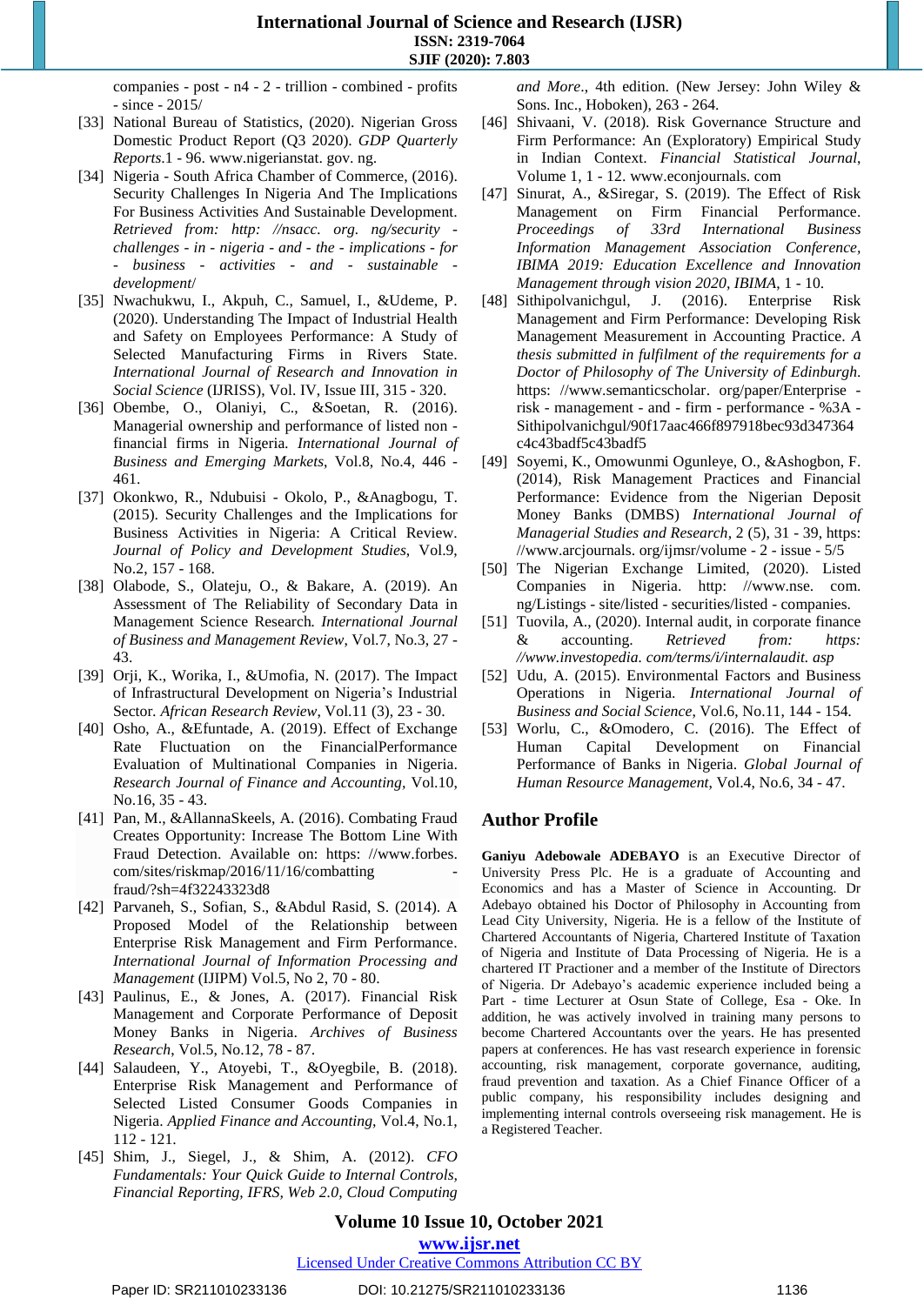companies - post - n4 - 2 - trillion - combined - profits - since - 2015/

[33] National Bureau of Statistics, (2020). Nigerian Gross Domestic Product Report (Q3 2020). *GDP Quarterly Reports*.1 - 96. www.nigerianstat. gov. ng.

[34] Nigeria - South Africa Chamber of Commerce, (2016). Security Challenges In Nigeria And The Implications For Business Activities And Sustainable Development. *Retrieved from: http: //nsacc. org. ng/security - challenges - in - nigeria - and - the - implications - for - business - activities - and - sustainable - development/*

[35] Nwachukwu, I., Akpuh, C., Samuel, I., &Udeme, P. (2020). Understanding The Impact of Industrial Health and Safety on Employees Performance: A Study of Selected Manufacturing Firms in Rivers State. *International Journal of Research and Innovation in Social Science* (IJRISS), Vol. IV, Issue III, 315 - 320.

[36] Obembe, O., Olaniyi, C., &Soetan, R. (2016). Managerial ownership and performance of listed non - financial firms in Nigeria. *International Journal of Business and Emerging Markets*, Vol.8, No.4, 446 - 461.

[37] Okonkwo, R., Ndubuisi - Okolo, P., &Anagbogu, T. (2015). Security Challenges and the Implications for Business Activities in Nigeria: A Critical Review. *Journal of Policy and Development Studies*, Vol.9, No.2, 157 - 168.

[38] Olabode, S., Olateju, O., & Bakare, A. (2019). An Assessment of The Reliability of Secondary Data in Management Science Research. *International Journal of Business and Management Review*, Vol.7, No.3, 27 - 43.

[39] Orji, K., Worika, I., &Umofia, N. (2017). The Impact of Infrastructural Development on Nigeria's Industrial Sector. *African Research Review*, Vol.11 (3), 23 - 30.

[40] Osho, A., &Efuntade, A. (2019). Effect of Exchange Rate Fluctuation on the FinancialPerformance Evaluation of Multinational Companies in Nigeria. *Research Journal of Finance and Accounting*, Vol.10, No.16, 35 - 43.

[41] Pan, M., &AllannaSkeels, A. (2016). Combating Fraud Creates Opportunity: Increase The Bottom Line With Fraud Detection. Available on: https: //www.forbes. com/sites/riskmap/2016/11/16/combatting - fraud/?sh=4f32243323d8

[42] Parvaneh, S., Sofian, S., &Abdul Rasid, S. (2014). A Proposed Model of the Relationship between Enterprise Risk Management and Firm Performance. *International Journal of Information Processing and Management* (IJIPM) Vol.5, No 2, 70 - 80.

[43] Paulinus, E., & Jones, A. (2017). Financial Risk Management and Corporate Performance of Deposit Money Banks in Nigeria. *Archives of Business Research*, Vol.5, No.12, 78 - 87.

[44] Salaudeen, Y., Atoyebi, T., &Oyegbile, B. (2018). Enterprise Risk Management and Performance of Selected Listed Consumer Goods Companies in Nigeria. *Applied Finance and Accounting*, Vol.4, No.1, 112 - 121.

[45] Shim, J., Siegel, J., & Shim, A. (2012). *CFO Fundamentals: Your Quick Guide to Internal Controls, Financial Reporting, IFRS, Web 2.0, Cloud Computing and More*., 4th edition. (New Jersey: John Wiley & Sons. Inc., Hoboken), 263 - 264.

[46] Shivaani, V. (2018). Risk Governance Structure and Firm Performance: An (Exploratory) Empirical Study in Indian Context. *Financial Statistical Journal*, Volume 1, 1 - 12. www.econjournals. com

[47] Sinurat, A., &Siregar, S. (2019). The Effect of Risk Management on Firm Financial Performance. *Proceedings of 33rd International Business Information Management Association Conference, IBIMA 2019: Education Excellence and Innovation Management through vision 2020, IBIMA*, 1 - 10.

[48] Sithipolvanichgul, J. (2016). Enterprise Risk Management and Firm Performance: Developing Risk Management Measurement in Accounting Practice. *A thesis submitted in fulfilment of the requirements for a Doctor of Philosophy of The University of Edinburgh*. https: //www.semanticscholar. org/paper/Enterprise - risk - management - and - firm - performance - %3A - Sithipolvanichgul/90f17aac466f897918bec93d347364c4c43badf5c43badf5

[49] Soyemi, K., Omowunmi Ogunleye, O., &Ashogbon, F. (2014), Risk Management Practices and Financial Performance: Evidence from the Nigerian Deposit Money Banks (DMBS) *International Journal of Managerial Studies and Research*, 2 (5), 31 - 39, https: //www.arcjournals. org/ijmsr/volume - 2 - issue - 5/5

[50] The Nigerian Exchange Limited, (2020). Listed Companies in Nigeria. http: //www.nse. com. ng/Listings - site/listed - securities/listed - companies.

[51] Tuovila, A., (2020). Internal audit, in corporate finance & accounting. *Retrieved from: https: //www.investopedia. com/terms/i/internalaudit. asp*

[52] Udu, A. (2015). Environmental Factors and Business Operations in Nigeria. *International Journal of Business and Social Science*, Vol.6, No.11, 144 - 154.

[53] Worlu, C., &Omodero, C. (2016). The Effect of Human Capital Development on Financial Performance of Banks in Nigeria. *Global Journal of Human Resource Management*, Vol.4, No.6, 34 - 47.

## Author Profile

**Ganiyu Adebowale ADEBAYO** is an Executive Director of University Press Plc. He is a graduate of Accounting and Economics and has a Master of Science in Accounting. Dr Adebayo obtained his Doctor of Philosophy in Accounting from Lead City University, Nigeria. He is a fellow of the Institute of Chartered Accountants of Nigeria, Chartered Institute of Taxation of Nigeria and Institute of Data Processing of Nigeria. He is a chartered IT Practioner and a member of the Institute of Directors of Nigeria. Dr Adebayo's academic experience included being a Part - time Lecturer at Osun State of College, Esa - Oke. In addition, he was actively involved in training many persons to become Chartered Accountants over the years. He has presented papers at conferences. He has vast research experience in forensic accounting, risk management, corporate governance, auditing, fraud prevention and taxation. As a Chief Finance Officer of a public company, his responsibility includes designing and implementing internal controls overseeing risk management. He is a Registered Teacher.